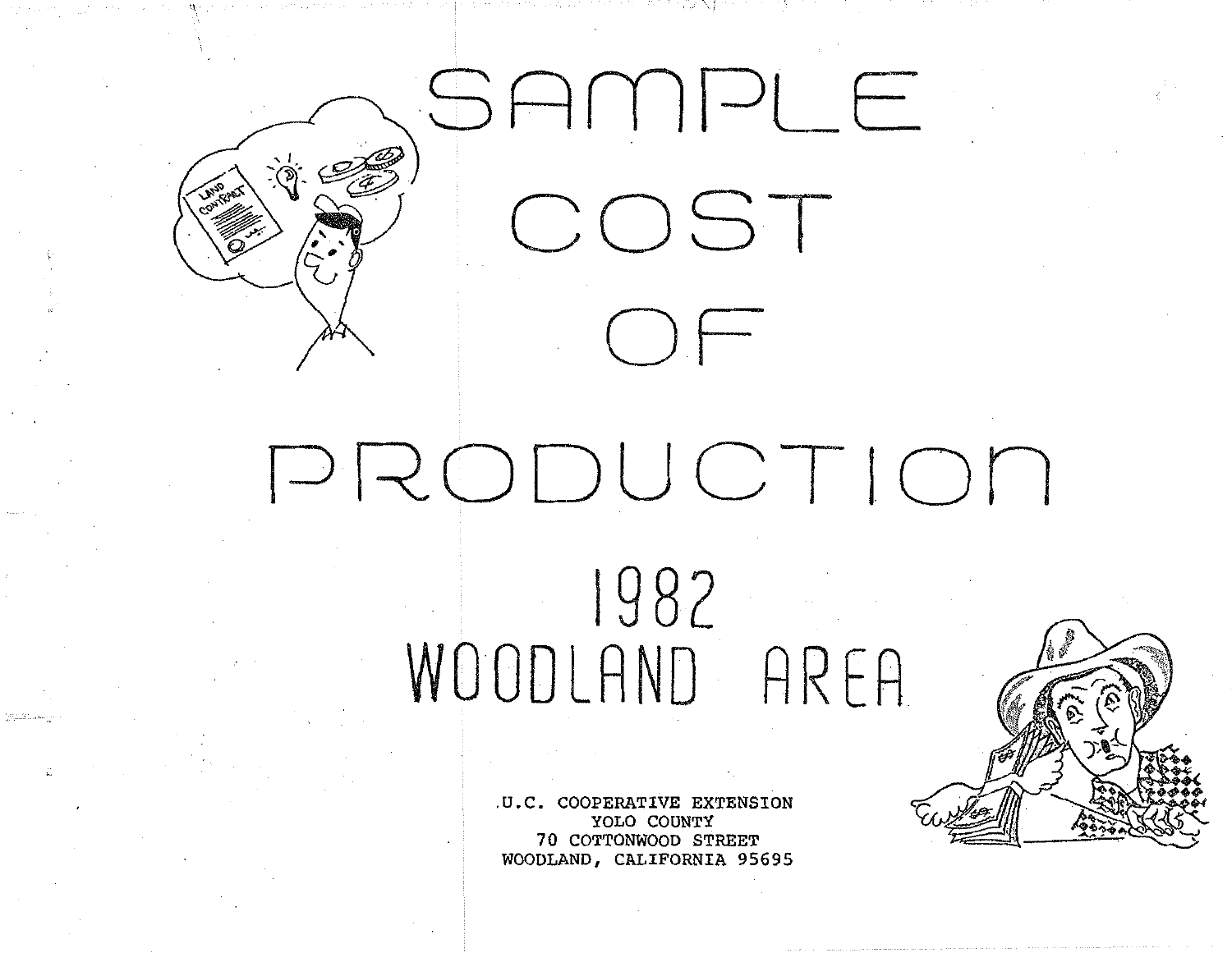# SAMPLE COST OF PRODUCTION

## 1982
## WOODLAND AREA

U.C. COOPERATIVE EXTENSION
YOLO COUNTY
70 COTTONWOOD STREET
WOODLAND, CALIFORNIA 95695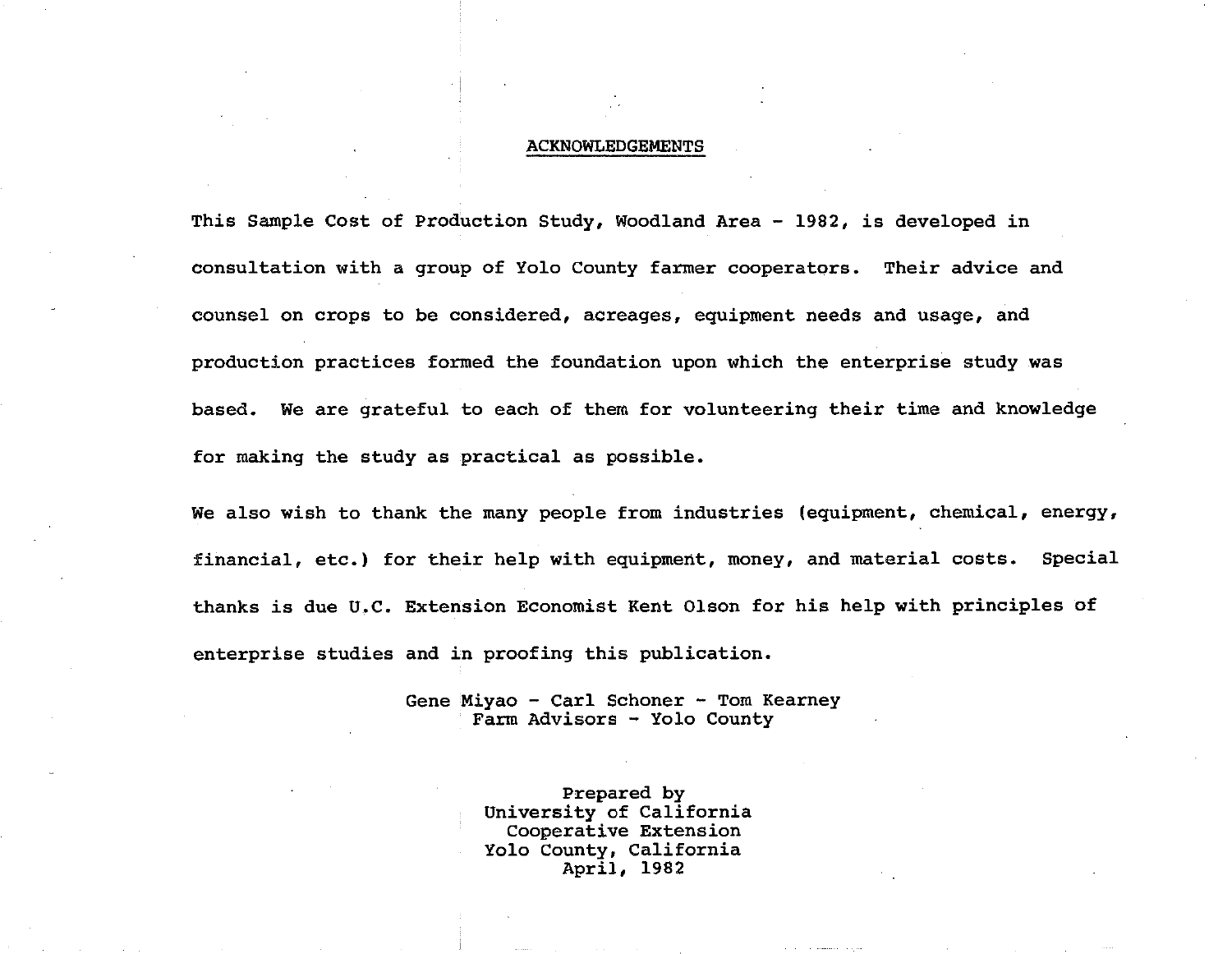# ACKNOWLEDGEMENTS

This Sample Cost of Production Study, Woodland Area - 1982, is developed in consultation with a group of Yolo County farmer cooperators. Their advice and counsel on crops to be considered, acreages, equipment needs and usage, and production practices formed the foundation upon which the enterprise study was based. We are grateful to each of them for volunteering their time and knowledge for making the study as practical as possible.

We also wish to thank the many people from industries (equipment, chemical, energy, financial, etc.) for their help with equipment, money, and material costs. Special thanks is due U.C. Extension Economist Kent Olson for his help with principles of enterprise studies and in proofing this publication.

Gene Miyao - Carl Schoner - Tom Kearney
Farm Advisors - Yolo County

Prepared by
University of California
Cooperative Extension
Yolo County, California
April, 1982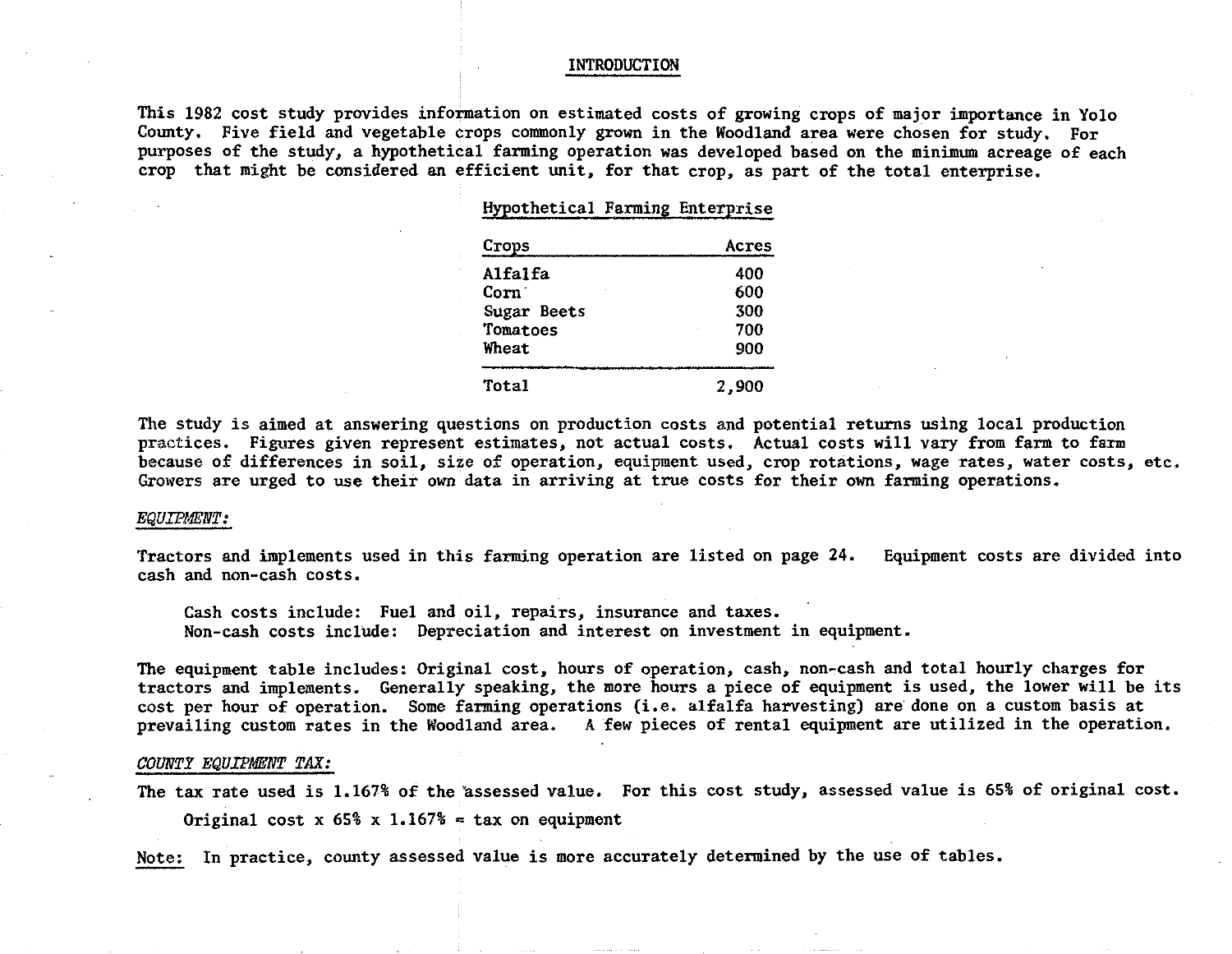# INTRODUCTION

This 1982 cost study provides information on estimated costs of growing crops of major importance in Yolo County. Five field and vegetable crops commonly grown in the Woodland area were chosen for study. For purposes of the study, a hypothetical farming operation was developed based on the minimum acreage of each crop that might be considered an efficient unit, for that crop, as part of the total enterprise.

**Hypothetical Farming Enterprise**

| Crops | Acres |
|---|---|
| Alfalfa | 400 |
| Corn | 600 |
| Sugar Beets | 300 |
| Tomatoes | 700 |
| Wheat | 900 |
| Total | 2,900 |

The study is aimed at answering questions on production costs and potential returns using local production practices. Figures given represent estimates, not actual costs. Actual costs will vary from farm to farm because of differences in soil, size of operation, equipment used, crop rotations, wage rates, water costs, etc. Growers are urged to use their own data in arriving at true costs for their own farming operations.

*EQUIPMENT:*

Tractors and implements used in this farming operation are listed on page 24. Equipment costs are divided into cash and non-cash costs.

Cash costs include: Fuel and oil, repairs, insurance and taxes.
Non-cash costs include: Depreciation and interest on investment in equipment.

The equipment table includes: Original cost, hours of operation, cash, non-cash and total hourly charges for tractors and implements. Generally speaking, the more hours a piece of equipment is used, the lower will be its cost per hour of operation. Some farming operations (i.e. alfalfa harvesting) are done on a custom basis at prevailing custom rates in the Woodland area. A few pieces of rental equipment are utilized in the operation.

*COUNTY EQUIPMENT TAX:*

The tax rate used is 1.167% of the assessed value. For this cost study, assessed value is 65% of original cost.

Original cost x 65% x 1.167% = tax on equipment

Note: In practice, county assessed value is more accurately determined by the use of tables.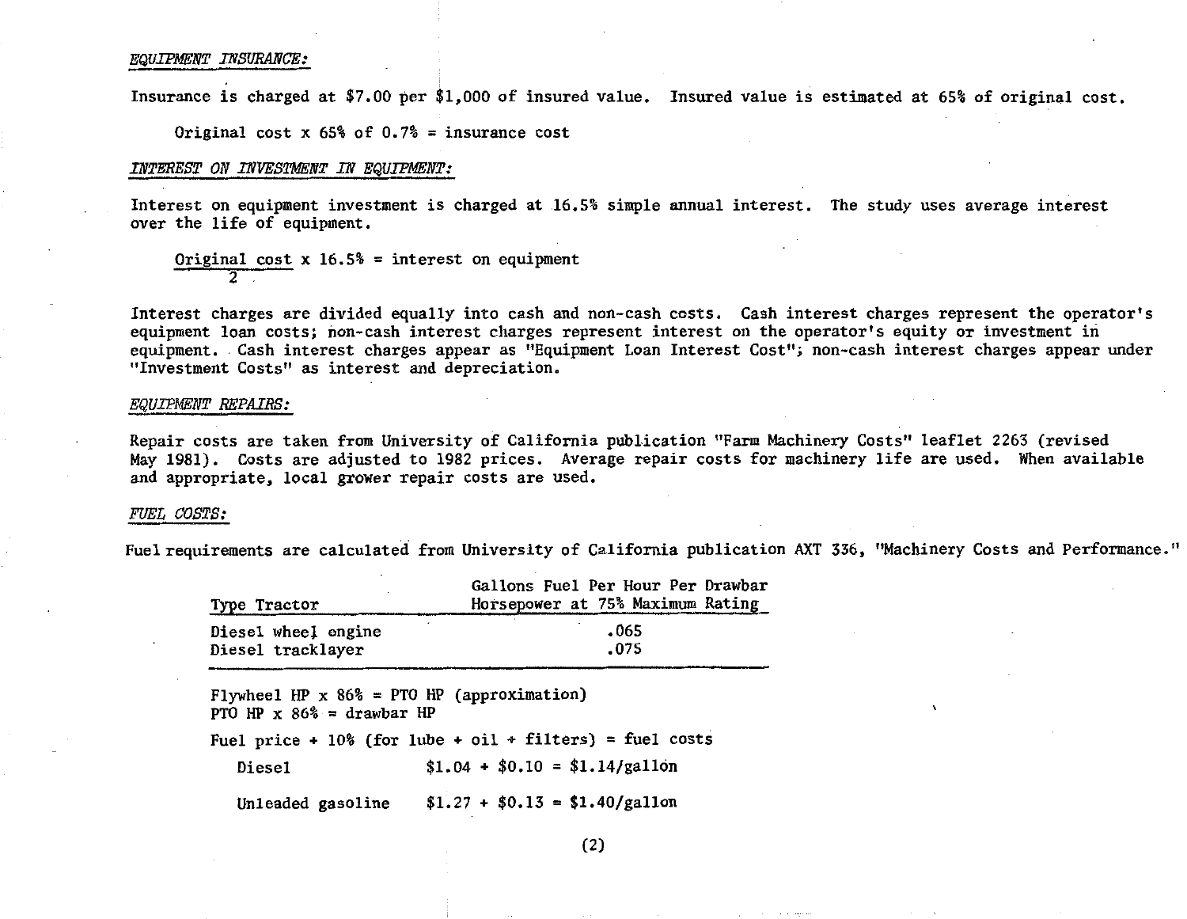*EQUIPMENT INSURANCE:*

Insurance is charged at $7.00 per $1,000 of insured value. Insured value is estimated at 65% of original cost.

Original cost x 65% of 0.7% = insurance cost

*INTEREST ON INVESTMENT IN EQUIPMENT:*

Interest on equipment investment is charged at 16.5% simple annual interest. The study uses average interest over the life of equipment.

$$\frac{\text{Original cost}}{2} \times 16.5\% = \text{interest on equipment}$$

Interest charges are divided equally into cash and non-cash costs. Cash interest charges represent the operator's equipment loan costs; non-cash interest charges represent interest on the operator's equity or investment in equipment. Cash interest charges appear as "Equipment Loan Interest Cost"; non-cash interest charges appear under "Investment Costs" as interest and depreciation.

*EQUIPMENT REPAIRS:*

Repair costs are taken from University of California publication "Farm Machinery Costs" leaflet 2263 (revised May 1981). Costs are adjusted to 1982 prices. Average repair costs for machinery life are used. When available and appropriate, local grower repair costs are used.

*FUEL COSTS:*

Fuel requirements are calculated from University of California publication AXT 336, "Machinery Costs and Performance."

| Type Tractor | Gallons Fuel Per Hour Per Drawbar Horsepower at 75% Maximum Rating |
|---|---|
| Diesel wheel engine | .065 |
| Diesel tracklayer | .075 |

Flywheel HP x 86% = PTO HP (approximation)
PTO HP x 86% = drawbar HP

Fuel price + 10% (for lube + oil + filters) = fuel costs

Diesel $1.04 + $0.10 = $1.14/gallon

Unleaded gasoline $1.27 + $0.13 = $1.40/gallon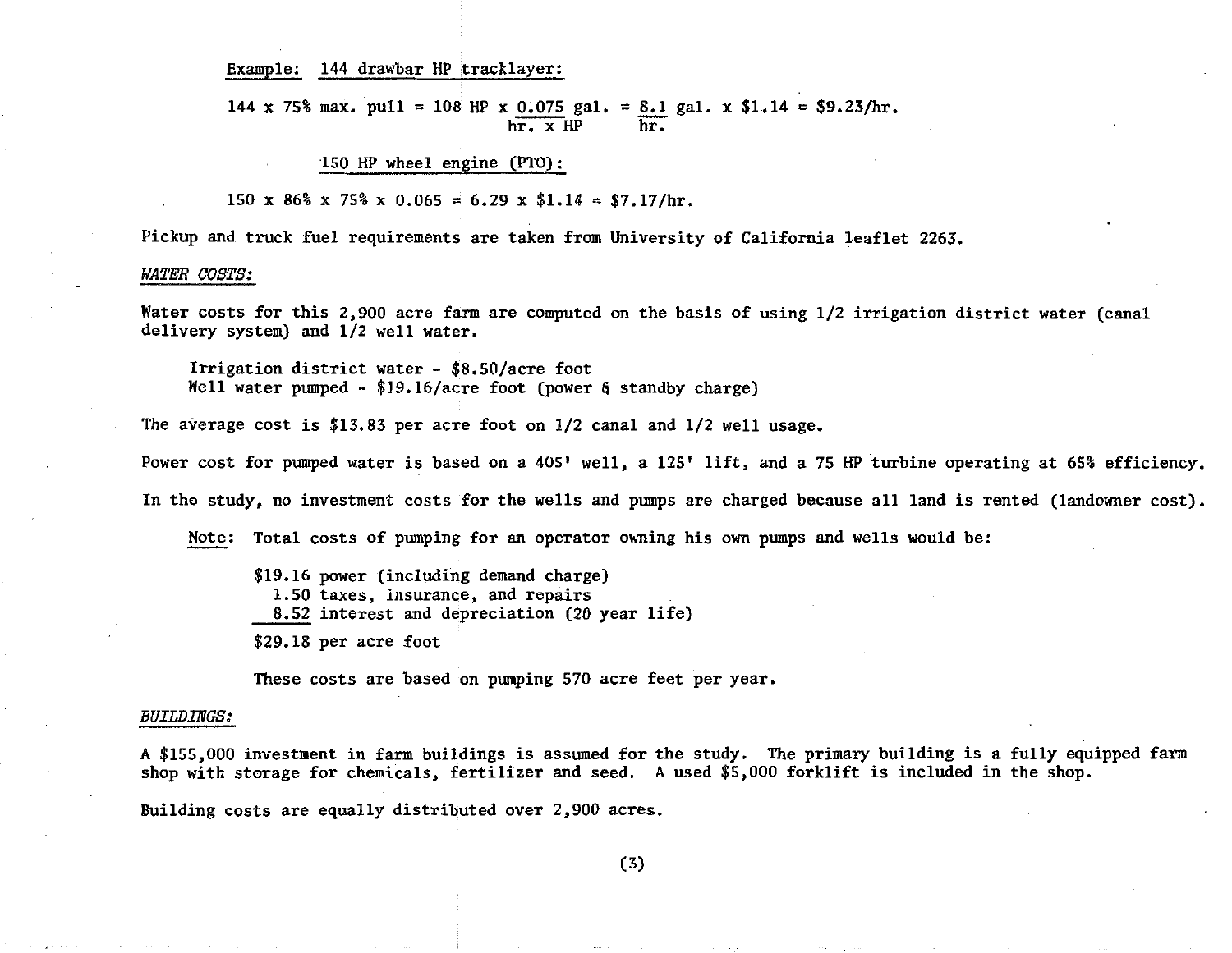Example: 144 drawbar HP tracklayer:

$$144 \times 75\% \text{ max. pull} = 108 \text{ HP} \times \frac{0.075 \text{ gal.}}{\text{hr.} \times \text{HP}} = \frac{8.1 \text{ gal.}}{\text{hr.}} \times \$1.14 = \$9.23/\text{hr.}$$

150 HP wheel engine (PTO):

$$150 \times 86\% \times 75\% \times 0.065 = 6.29 \times \$1.14 = \$7.17/\text{hr.}$$

Pickup and truck fuel requirements are taken from University of California leaflet 2263.

*WATER COSTS:*

Water costs for this 2,900 acre farm are computed on the basis of using 1/2 irrigation district water (canal delivery system) and 1/2 well water.

Irrigation district water - $8.50/acre foot
Well water pumped - $19.16/acre foot (power & standby charge)

The average cost is $13.83 per acre foot on 1/2 canal and 1/2 well usage.

Power cost for pumped water is based on a 405' well, a 125' lift, and a 75 HP turbine operating at 65% efficiency.

In the study, no investment costs for the wells and pumps are charged because all land is rented (landowner cost).

Note: Total costs of pumping for an operator owning his own pumps and wells would be:

$19.16 power (including demand charge)
1.50 taxes, insurance, and repairs
8.52 interest and depreciation (20 year life)
$29.18 per acre foot

These costs are based on pumping 570 acre feet per year.

*BUILDINGS:*

A $155,000 investment in farm buildings is assumed for the study. The primary building is a fully equipped farm shop with storage for chemicals, fertilizer and seed. A used $5,000 forklift is included in the shop.

Building costs are equally distributed over 2,900 acres.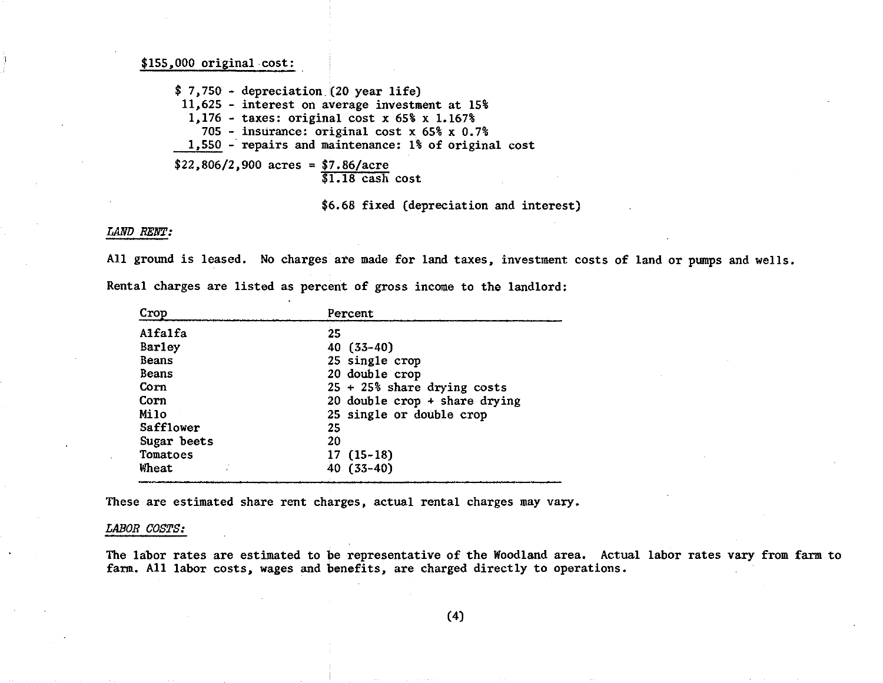$155,000 original cost:

$ 7,750 - depreciation (20 year life)
11,625 - interest on average investment at 15%
1,176 - taxes: original cost x 65% x 1.167%
705 - insurance: original cost x 65% x 0.7%
1,550 - repairs and maintenance: 1% of original cost

$22,806/2,900 acres = $7.86/acre
$1.18 cash cost

$6.68 fixed (depreciation and interest)

*LAND RENT:*

All ground is leased. No charges are made for land taxes, investment costs of land or pumps and wells.

Rental charges are listed as percent of gross income to the landlord:

| Crop | Percent |
|---|---|
| Alfalfa | 25 |
| Barley | 40 (33-40) |
| Beans | 25 single crop |
| Beans | 20 double crop |
| Corn | 25 + 25% share drying costs |
| Corn | 20 double crop + share drying |
| Milo | 25 single or double crop |
| Safflower | 25 |
| Sugar beets | 20 |
| Tomatoes | 17 (15-18) |
| Wheat | 40 (33-40) |

These are estimated share rent charges, actual rental charges may vary.

*LABOR COSTS:*

The labor rates are estimated to be representative of the Woodland area. Actual labor rates vary from farm to farm. All labor costs, wages and benefits, are charged directly to operations.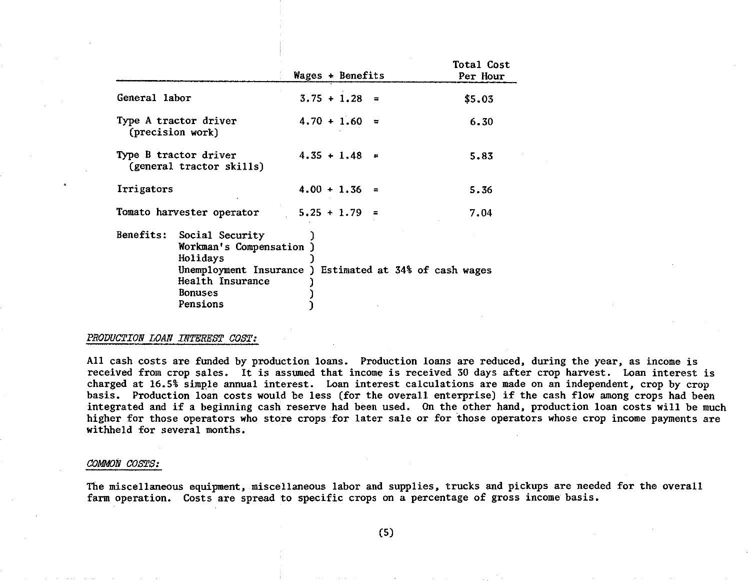| | Wages + Benefits | Total Cost Per Hour |
|---|---|---|
| General labor | 3.75 + 1.28 = | $5.03 |
| Type A tractor driver (precision work) | 4.70 + 1.60 = | 6.30 |
| Type B tractor driver (general tractor skills) | 4.35 + 1.48 = | 5.83 |
| Irrigators | 4.00 + 1.36 = | 5.36 |
| Tomato harvester operator | 5.25 + 1.79 = | 7.04 |

Benefits: Social Security, Workman's Compensation, Holidays, Unemployment Insurance, Health Insurance, Bonuses, Pensions — Estimated at 34% of cash wages

*PRODUCTION LOAN INTEREST COST:*

All cash costs are funded by production loans. Production loans are reduced, during the year, as income is received from crop sales. It is assumed that income is received 30 days after crop harvest. Loan interest is charged at 16.5% simple annual interest. Loan interest calculations are made on an independent, crop by crop basis. Production loan costs would be less (for the overall enterprise) if the cash flow among crops had been integrated and if a beginning cash reserve had been used. On the other hand, production loan costs will be much higher for those operators who store crops for later sale or for those operators whose crop income payments are withheld for several months.

*COMMON COSTS:*

The miscellaneous equipment, miscellaneous labor and supplies, trucks and pickups are needed for the overall farm operation. Costs are spread to specific crops on a percentage of gross income basis.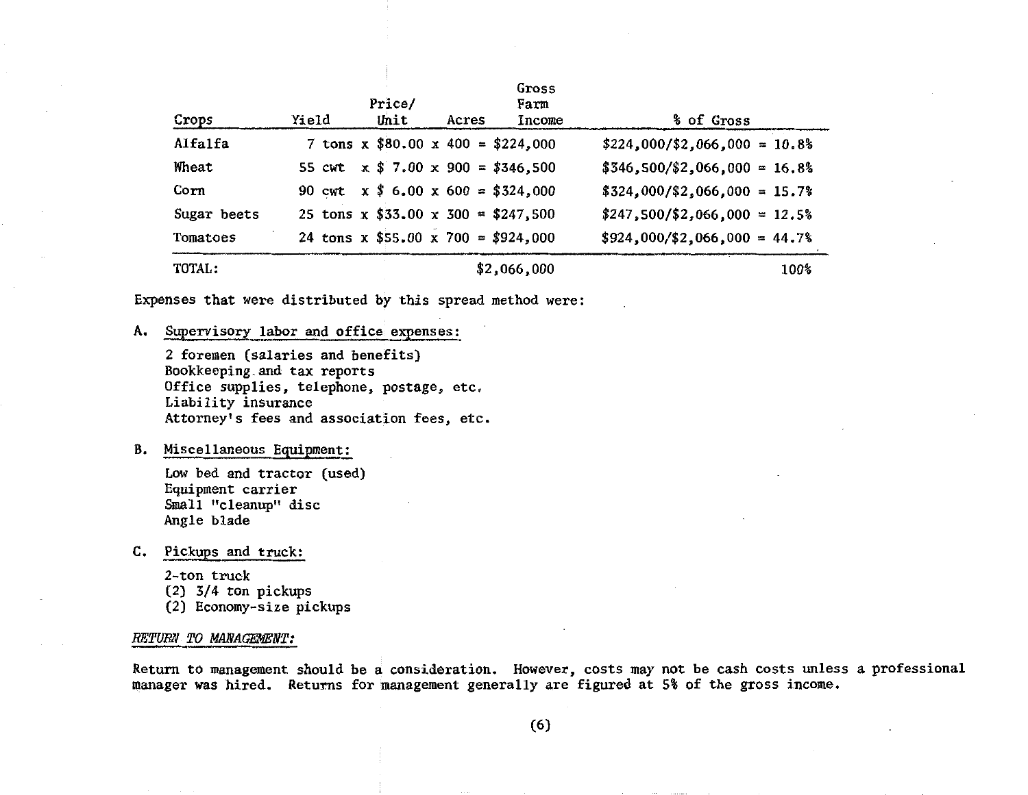| Crops | Yield | Price/ Unit | Acres | Gross Farm Income | % of Gross |
|---|---|---|---|---|---|
| Alfalfa | 7 tons x | $80.00 x | 400 = | $224,000 | $224,000/$2,066,000 = 10.8% |
| Wheat | 55 cwt x | $ 7.00 x | 900 = | $346,500 | $346,500/$2,066,000 = 16.8% |
| Corn | 90 cwt x | $ 6.00 x | 600 = | $324,000 | $324,000/$2,066,000 = 15.7% |
| Sugar beets | 25 tons x | $33.00 x | 300 = | $247,500 | $247,500/$2,066,000 = 12.5% |
| Tomatoes | 24 tons x | $55.00 x | 700 = | $924,000 | $924,000/$2,066,000 = 44.7% |
| TOTAL: | | | | $2,066,000 | 100% |

Expenses that were distributed by this spread method were:

A. Supervisory labor and office expenses:

   2 foremen (salaries and benefits)
   Bookkeeping and tax reports
   Office supplies, telephone, postage, etc.
   Liability insurance
   Attorney's fees and association fees, etc.

B. Miscellaneous Equipment:

   Low bed and tractor (used)
   Equipment carrier
   Small "cleanup" disc
   Angle blade

C. Pickups and truck:

   2-ton truck
   (2) 3/4 ton pickups
   (2) Economy-size pickups

*RETURN TO MANAGEMENT:*

Return to management should be a consideration. However, costs may not be cash costs unless a professional manager was hired. Returns for management generally are figured at 5% of the gross income.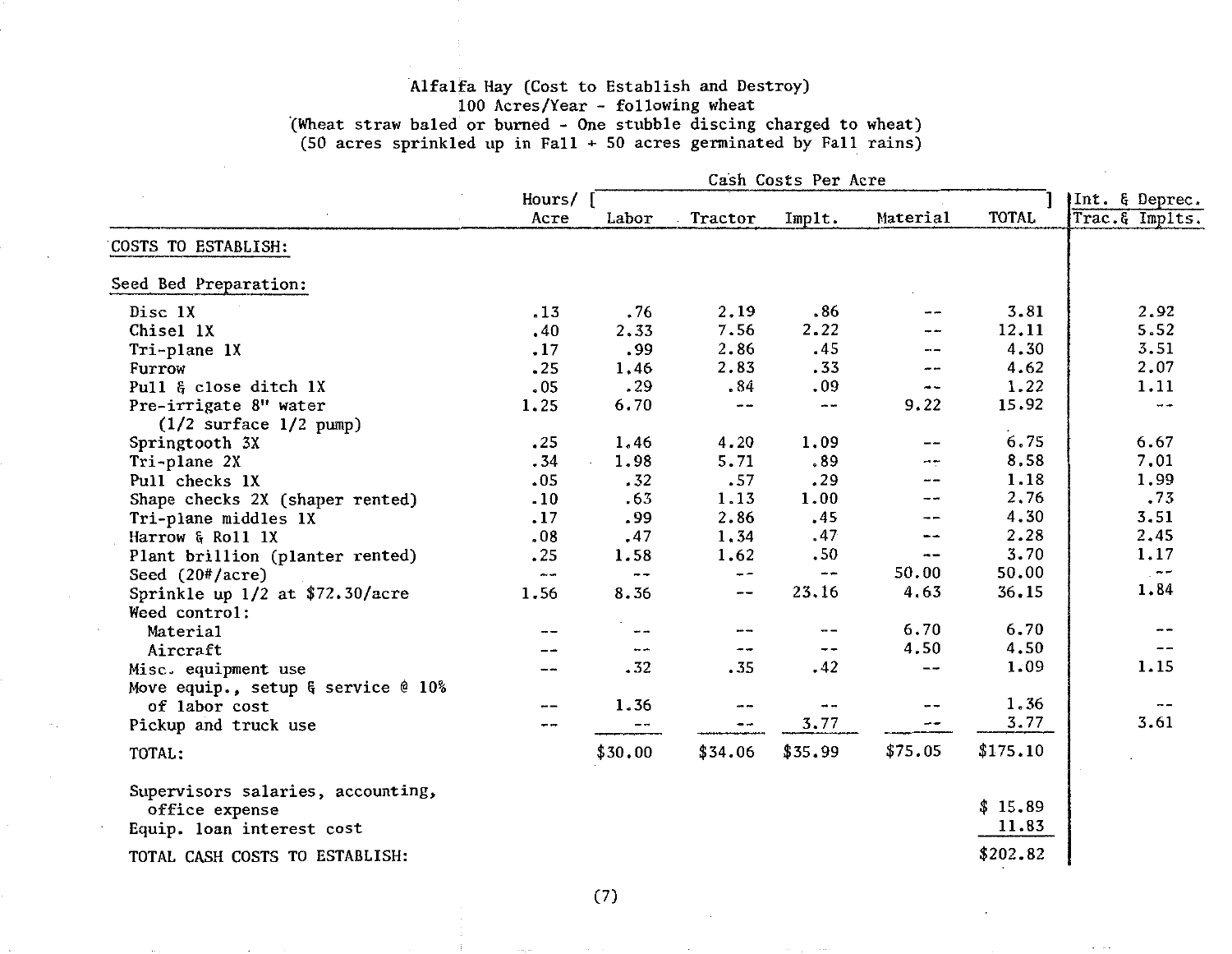# Alfalfa Hay (Cost to Establish and Destroy)

100 Acres/Year - following wheat

(Wheat straw baled or burned - One stubble discing charged to wheat)

(50 acres sprinkled up in Fall + 50 acres germinated by Fall rains)

| | Hours/ Acre | Cash Costs Per Acre | | | | | Int. & Deprec. |
|---|---|---|---|---|---|---|---|
| | | Labor | Tractor | Implt. | Material | TOTAL | Trac.& Implts. |
| COSTS TO ESTABLISH: | | | | | | | |
| Seed Bed Preparation: | | | | | | | |
| Disc 1X | .13 | .76 | 2.19 | .86 | -- | 3.81 | 2.92 |
| Chisel 1X | .40 | 2.33 | 7.56 | 2.22 | -- | 12.11 | 5.52 |
| Tri-plane 1X | .17 | .99 | 2.86 | .45 | -- | 4.30 | 3.51 |
| Furrow | .25 | 1.46 | 2.83 | .33 | -- | 4.62 | 2.07 |
| Pull & close ditch 1X | .05 | .29 | .84 | .09 | -- | 1.22 | 1.11 |
| Pre-irrigate 8" water (1/2 surface 1/2 pump) | 1.25 | 6.70 | -- | -- | 9.22 | 15.92 | -- |
| Springtooth 3X | .25 | 1.46 | 4.20 | 1.09 | -- | 6.75 | 6.67 |
| Tri-plane 2X | .34 | 1.98 | 5.71 | .89 | -- | 8.58 | 7.01 |
| Pull checks 1X | .05 | .32 | .57 | .29 | -- | 1.18 | 1.99 |
| Shape checks 2X (shaper rented) | .10 | .63 | 1.13 | 1.00 | -- | 2.76 | .73 |
| Tri-plane middles 1X | .17 | .99 | 2.86 | .45 | -- | 4.30 | 3.51 |
| Harrow & Roll 1X | .08 | .47 | 1.34 | .47 | -- | 2.28 | 2.45 |
| Plant brillion (planter rented) | .25 | 1.58 | 1.62 | .50 | -- | 3.70 | 1.17 |
| Seed (20#/acre) | -- | -- | -- | -- | 50.00 | 50.00 | -- |
| Sprinkle up 1/2 at $72.30/acre | 1.56 | 8.36 | -- | 23.16 | 4.63 | 36.15 | 1.84 |
| Weed control: | | | | | | | |
| Material | -- | -- | -- | -- | 6.70 | 6.70 | -- |
| Aircraft | -- | -- | -- | -- | 4.50 | 4.50 | -- |
| Misc. equipment use | -- | .32 | .35 | .42 | -- | 1.09 | 1.15 |
| Move equip., setup & service @ 10% of labor cost | -- | 1.36 | -- | -- | -- | 1.36 | -- |
| Pickup and truck use | -- | -- | -- | 3.77 | -- | 3.77 | 3.61 |
| TOTAL: | | $30.00 | $34.06 | $35.99 | $75.05 | $175.10 | |
| Supervisors salaries, accounting, office expense | | | | | | $ 15.89 | |
| Equip. loan interest cost | | | | | | 11.83 | |
| TOTAL CASH COSTS TO ESTABLISH: | | | | | | $202.82 | |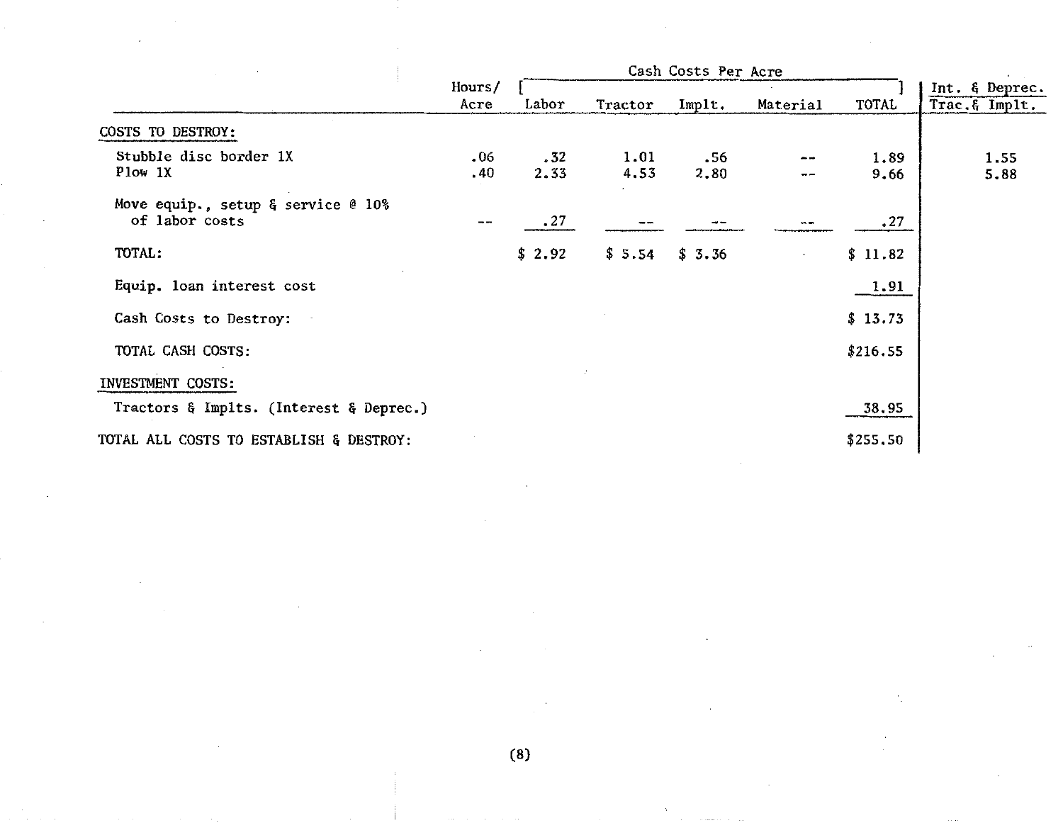| | Hours/ Acre | Cash Costs Per Acre Labor | Tractor | Implt. | Material | TOTAL | Int. & Deprec. Trac.& Implt. |
|---|---|---|---|---|---|---|---|
| COSTS TO DESTROY: | | | | | | | |
| Stubble disc border 1X | .06 | .32 | 1.01 | .56 | -- | 1.89 | 1.55 |
| Plow 1X | .40 | 2.33 | 4.53 | 2.80 | -- | 9.66 | 5.88 |
| Move equip., setup & service @ 10% of labor costs | -- | .27 | -- | -- | -- | .27 | |
| TOTAL: | | $ 2.92 | $ 5.54 | $ 3.36 | | $ 11.82 | |
| Equip. loan interest cost | | | | | | 1.91 | |
| Cash Costs to Destroy: | | | | | | $ 13.73 | |
| TOTAL CASH COSTS: | | | | | | $216.55 | |
| INVESTMENT COSTS: | | | | | | | |
| Tractors & Implts. (Interest & Deprec.) | | | | | | 38.95 | |
| TOTAL ALL COSTS TO ESTABLISH & DESTROY: | | | | | | $255.50 | |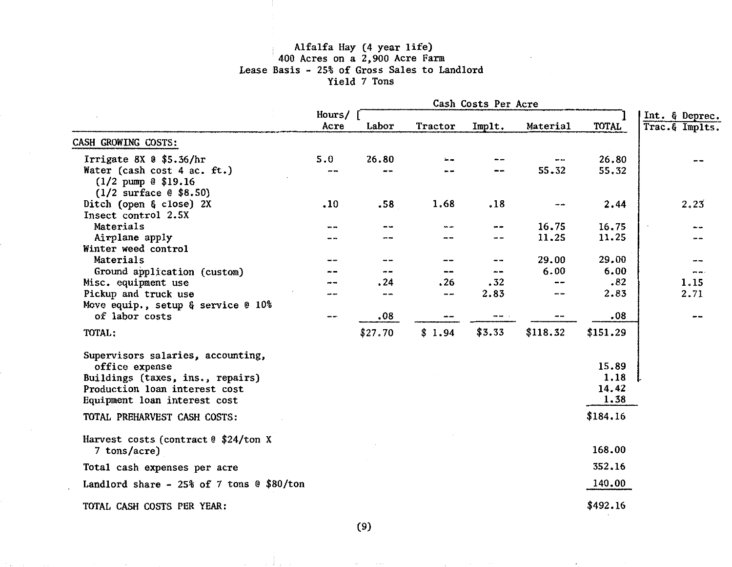Alfalfa Hay (4 year life)
400 Acres on a 2,900 Acre Farm
Lease Basis - 25% of Gross Sales to Landlord
Yield 7 Tons

| | Hours/ Acre | Cash Costs Per Acre | | | | | Int. & Deprec. |
|---|---|---|---|---|---|---|---|
| | | Labor | Tractor | Implt. | Material | TOTAL | Trac. & Implts. |
| **CASH GROWING COSTS:** | | | | | | | |
| Irrigate 8X @ $5.36/hr | 5.0 | 26.80 | -- | -- | -- | 26.80 | -- |
| Water (cash cost 4 ac. ft.) (1/2 pump @ $19.16) (1/2 surface @ $8.50) | -- | -- | -- | -- | 55.32 | 55.32 | |
| Ditch (open & close) 2X | .10 | .58 | 1.68 | .18 | -- | 2.44 | 2.23 |
| Insect control 2.5X | | | | | | | |
| Materials | -- | -- | -- | -- | 16.75 | 16.75 | -- |
| Airplane apply | -- | -- | -- | -- | 11.25 | 11.25 | -- |
| Winter weed control | | | | | | | |
| Materials | -- | -- | -- | -- | 29.00 | 29.00 | -- |
| Ground application (custom) | -- | -- | -- | -- | 6.00 | 6.00 | -- |
| Misc. equipment use | -- | .24 | .26 | .32 | -- | .82 | 1.15 |
| Pickup and truck use | -- | -- | -- | 2.83 | -- | 2.83 | 2.71 |
| Move equip., setup & service @ 10% of labor costs | -- | .08 | -- | -- | -- | .08 | -- |
| TOTAL: | | $27.70 | $ 1.94 | $3.33 | $118.32 | $151.29 | |
| Supervisors salaries, accounting, office expense | | | | | | 15.89 | |
| Buildings (taxes, ins., repairs) | | | | | | 1.18 | |
| Production loan interest cost | | | | | | 14.42 | |
| Equipment loan interest cost | | | | | | 1.38 | |
| TOTAL PREHARVEST CASH COSTS: | | | | | | $184.16 | |
| Harvest costs (contract @ $24/ton X 7 tons/acre) | | | | | | 168.00 | |
| Total cash expenses per acre | | | | | | 352.16 | |
| Landlord share - 25% of 7 tons @ $80/ton | | | | | | 140.00 | |
| TOTAL CASH COSTS PER YEAR: | | | | | | $492.16 | |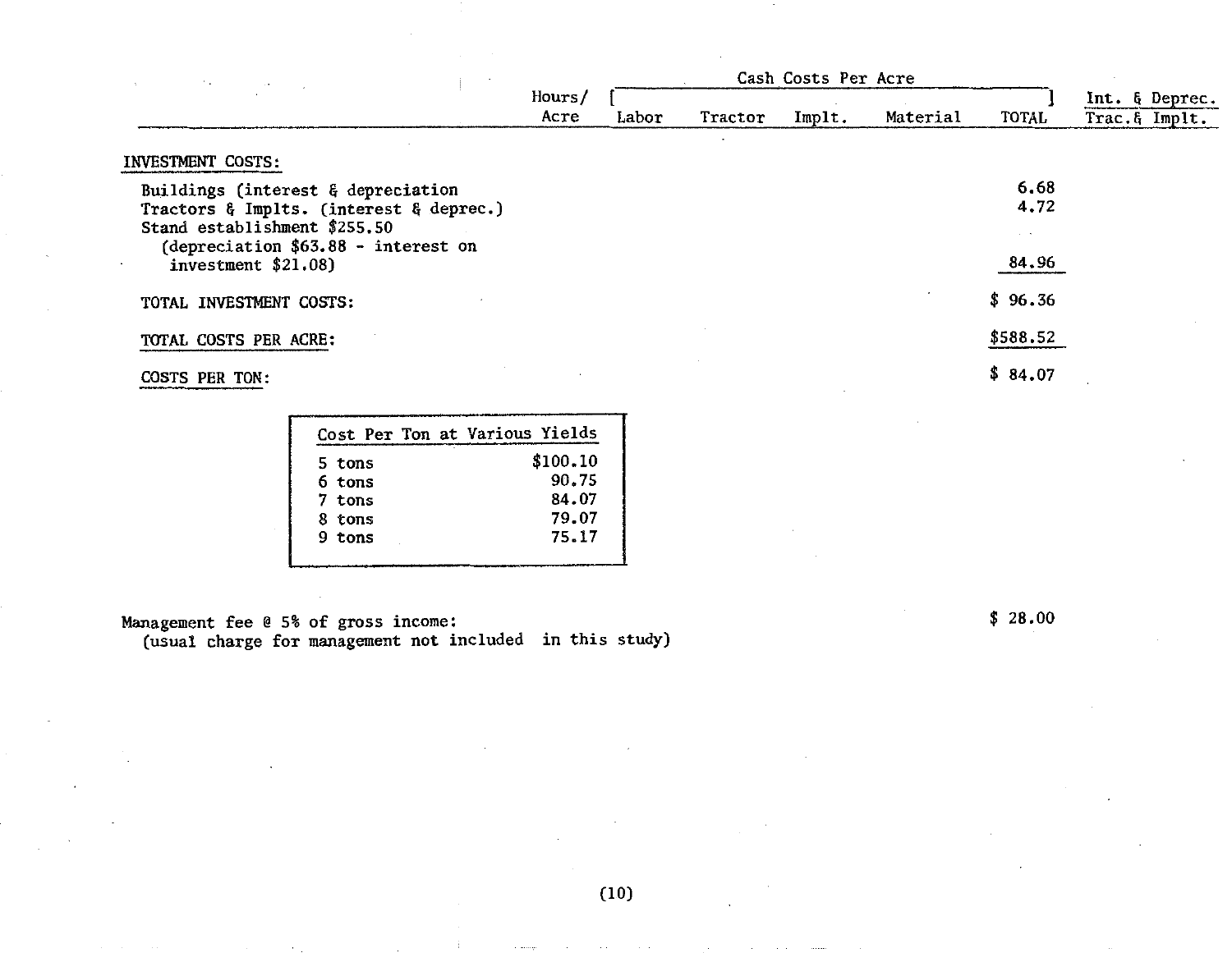| | Hours/ Acre | Cash Costs Per Acre | | | | | Int. & Deprec. |
|---|---|---|---|---|---|---|---|
| | | Labor | Tractor | Implt. | Material | TOTAL | Trac.& Implt. |
| **INVESTMENT COSTS:** | | | | | | | |
| Buildings (interest & depreciation | | | | | | 6.68 | |
| Tractors & Implts. (interest & deprec.) | | | | | | 4.72 | |
| Stand establishment $255.50 (depreciation $63.88 - interest on investment $21.08) | | | | | | 84.96 | |
| TOTAL INVESTMENT COSTS: | | | | | | $ 96.36 | |
| TOTAL COSTS PER ACRE: | | | | | | $588.52 | |
| COSTS PER TON: | | | | | | $ 84.07 | |

| Cost Per Ton at Various Yields | |
|---|---|
| 5 tons | $100.10 |
| 6 tons | 90.75 |
| 7 tons | 84.07 |
| 8 tons | 79.07 |
| 9 tons | 75.17 |

Management fee @ 5% of gross income: $ 28.00
(usual charge for management not included in this study)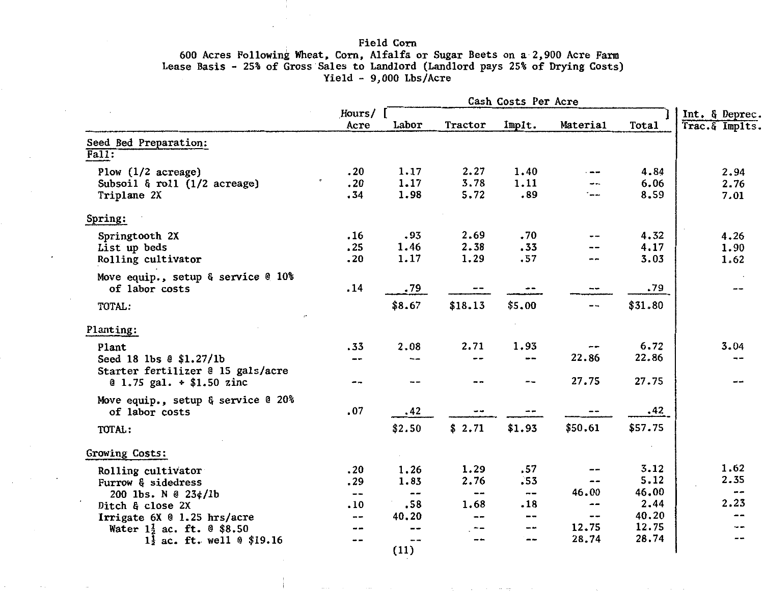# Field Corn

600 Acres Following Wheat, Corn, Alfalfa or Sugar Beets on a 2,900 Acre Farm
Lease Basis - 25% of Gross Sales to Landlord (Landlord pays 25% of Drying Costs)
Yield - 9,000 Lbs/Acre

| | Hours/ Acre | Cash Costs Per Acre | | | | | Int. & Deprec. |
|---|---|---|---|---|---|---|---|
| | | Labor | Tractor | Implt. | Material | Total | Trac.& Implts. |
| **Seed Bed Preparation:** | | | | | | | |
| **Fall:** | | | | | | | |
| Plow (1/2 acreage) | .20 | 1.17 | 2.27 | 1.40 | -- | 4.84 | 2.94 |
| Subsoil & roll (1/2 acreage) | .20 | 1.17 | 3.78 | 1.11 | -- | 6.06 | 2.76 |
| Triplane 2X | .34 | 1.98 | 5.72 | .89 | -- | 8.59 | 7.01 |
| **Spring:** | | | | | | | |
| Springtooth 2X | .16 | .93 | 2.69 | .70 | -- | 4.32 | 4.26 |
| List up beds | .25 | 1.46 | 2.38 | .33 | -- | 4.17 | 1.90 |
| Rolling cultivator | .20 | 1.17 | 1.29 | .57 | -- | 3.03 | 1.62 |
| Move equip., setup & service @ 10% of labor costs | .14 | .79 | -- | -- | -- | .79 | -- |
| TOTAL: | | $8.67 | $18.13 | $5.00 | -- | $31.80 | |
| **Planting:** | | | | | | | |
| Plant | .33 | 2.08 | 2.71 | 1.93 | -- | 6.72 | 3.04 |
| Seed 18 lbs @ $1.27/lb | -- | -- | -- | -- | 22.86 | 22.86 | -- |
| Starter fertilizer @ 15 gals/acre @ 1.75 gal. + $1.50 zinc | -- | -- | -- | -- | 27.75 | 27.75 | -- |
| Move equip., setup & service @ 20% of labor costs | .07 | .42 | -- | -- | -- | .42 | |
| TOTAL: | | $2.50 | $ 2.71 | $1.93 | $50.61 | $57.75 | |
| **Growing Costs:** | | | | | | | |
| Rolling cultivator | .20 | 1.26 | 1.29 | .57 | -- | 3.12 | 1.62 |
| Furrow & sidedress | .29 | 1.83 | 2.76 | .53 | -- | 5.12 | 2.35 |
| 200 lbs. N @ 23¢/lb | -- | -- | -- | -- | 46.00 | 46.00 | -- |
| Ditch & close 2X | .10 | .58 | 1.68 | .18 | -- | 2.44 | 2.23 |
| Irrigate 6X @ 1.25 hrs/acre | -- | 40.20 | -- | -- | -- | 40.20 | -- |
| Water 1½ ac. ft. @ $8.50 | -- | -- | -- | -- | 12.75 | 12.75 | -- |
| 1½ ac. ft. well @ $19.16 | -- | -- | -- | -- | 28.74 | 28.74 | -- |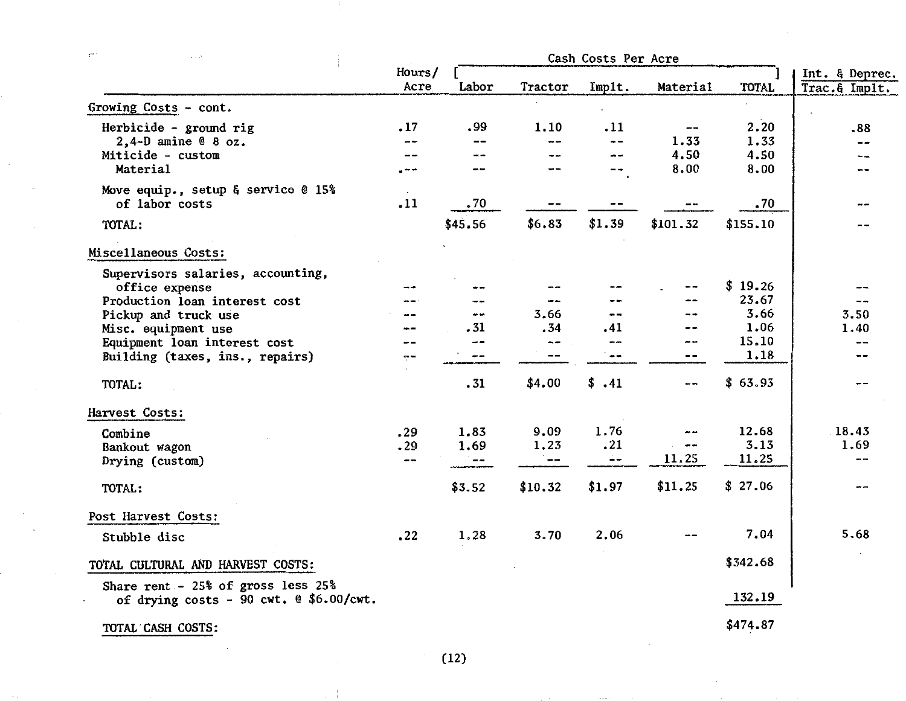| | Hours/ Acre | Cash Costs Per Acre | | | | | Int. & Deprec. |
|---|---|---|---|---|---|---|---|
| | | Labor | Tractor | Implt. | Material | TOTAL | Trac.& Implt. |
| **Growing Costs - cont.** | | | | | | | |
| Herbicide - ground rig | .17 | .99 | 1.10 | .11 | -- | 2.20 | .88 |
| 2,4-D amine @ 8 oz. | -- | -- | -- | -- | 1.33 | 1.33 | -- |
| Miticide - custom | -- | -- | -- | -- | 4.50 | 4.50 | -- |
| Material | -- | -- | -- | -- | 8.00 | 8.00 | -- |
| Move equip., setup & service @ 15% of labor costs | .11 | .70 | -- | -- | -- | .70 | -- |
| TOTAL: | | $45.56 | $6.83 | $1.39 | $101.32 | $155.10 | -- |
| **Miscellaneous Costs:** | | | | | | | |
| Supervisors salaries, accounting, office expense | -- | -- | -- | -- | -- | $ 19.26 | -- |
| Production loan interest cost | -- | -- | -- | -- | -- | 23.67 | -- |
| Pickup and truck use | -- | -- | 3.66 | -- | -- | 3.66 | 3.50 |
| Misc. equipment use | -- | .31 | .34 | .41 | -- | 1.06 | 1.40 |
| Equipment loan interest cost | -- | -- | -- | -- | -- | 15.10 | -- |
| Building (taxes, ins., repairs) | -- | -- | -- | -- | -- | 1.18 | -- |
| TOTAL: | | .31 | $4.00 | $ .41 | -- | $ 63.93 | -- |
| **Harvest Costs:** | | | | | | | |
| Combine | .29 | 1.83 | 9.09 | 1.76 | -- | 12.68 | 18.43 |
| Bankout wagon | .29 | 1.69 | 1.23 | .21 | -- | 3.13 | 1.69 |
| Drying (custom) | -- | -- | -- | -- | 11.25 | 11.25 | -- |
| TOTAL: | | $3.52 | $10.32 | $1.97 | $11.25 | $ 27.06 | -- |
| **Post Harvest Costs:** | | | | | | | |
| Stubble disc | .22 | 1.28 | 3.70 | 2.06 | -- | 7.04 | 5.68 |
| **TOTAL CULTURAL AND HARVEST COSTS:** | | | | | | $342.68 | |
| Share rent - 25% of gross less 25% of drying costs - 90 cwt. @ $6.00/cwt. | | | | | | 132.19 | |
| TOTAL CASH COSTS: | | | | | | $474.87 | |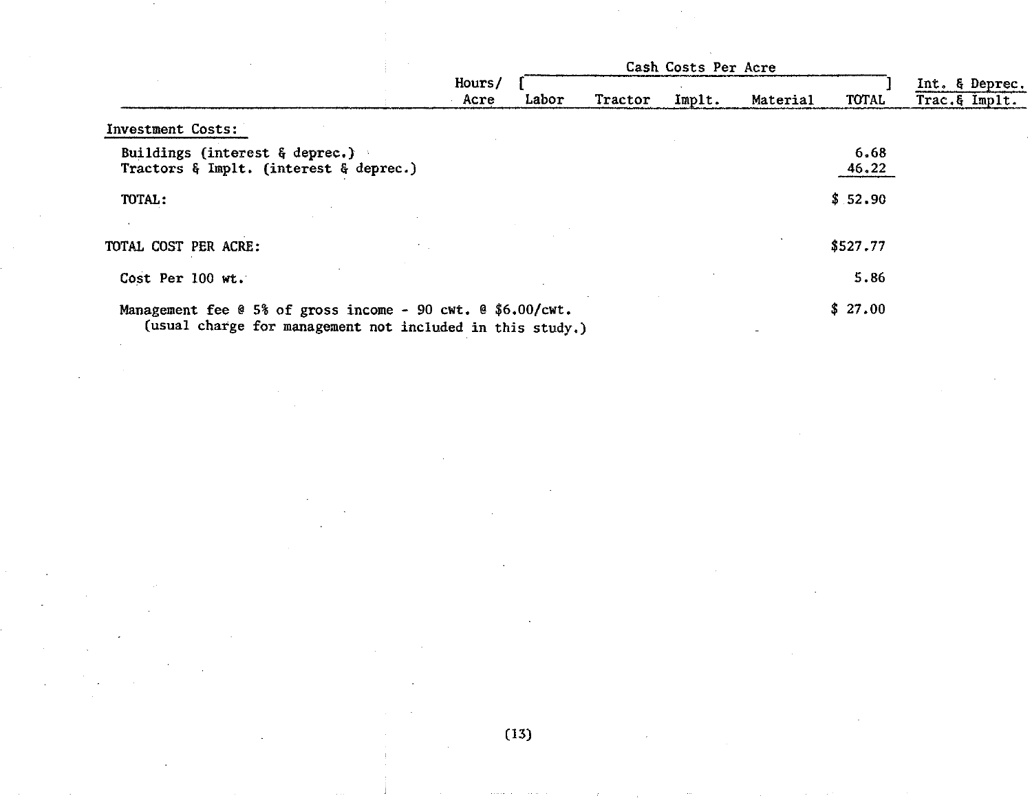| | Hours/ Acre | Cash Costs Per Acre | | | | | Int. & Deprec. |
|---|---|---|---|---|---|---|---|
| | | Labor | Tractor | Implt. | Material | TOTAL | Trac.& Implt. |
| **Investment Costs:** | | | | | | | |
| Buildings (interest & deprec.) | | | | | | 6.68 | |
| Tractors & Implt. (interest & deprec.) | | | | | | 46.22 | |
| TOTAL: | | | | | | $ 52.90 | |
| TOTAL COST PER ACRE: | | | | | | $527.77 | |
| Cost Per 100 wt. | | | | | | 5.86 | |
| Management fee @ 5% of gross income - 90 cwt. @ $6.00/cwt. (usual charge for management not included in this study.) | | | | | | $ 27.00 | |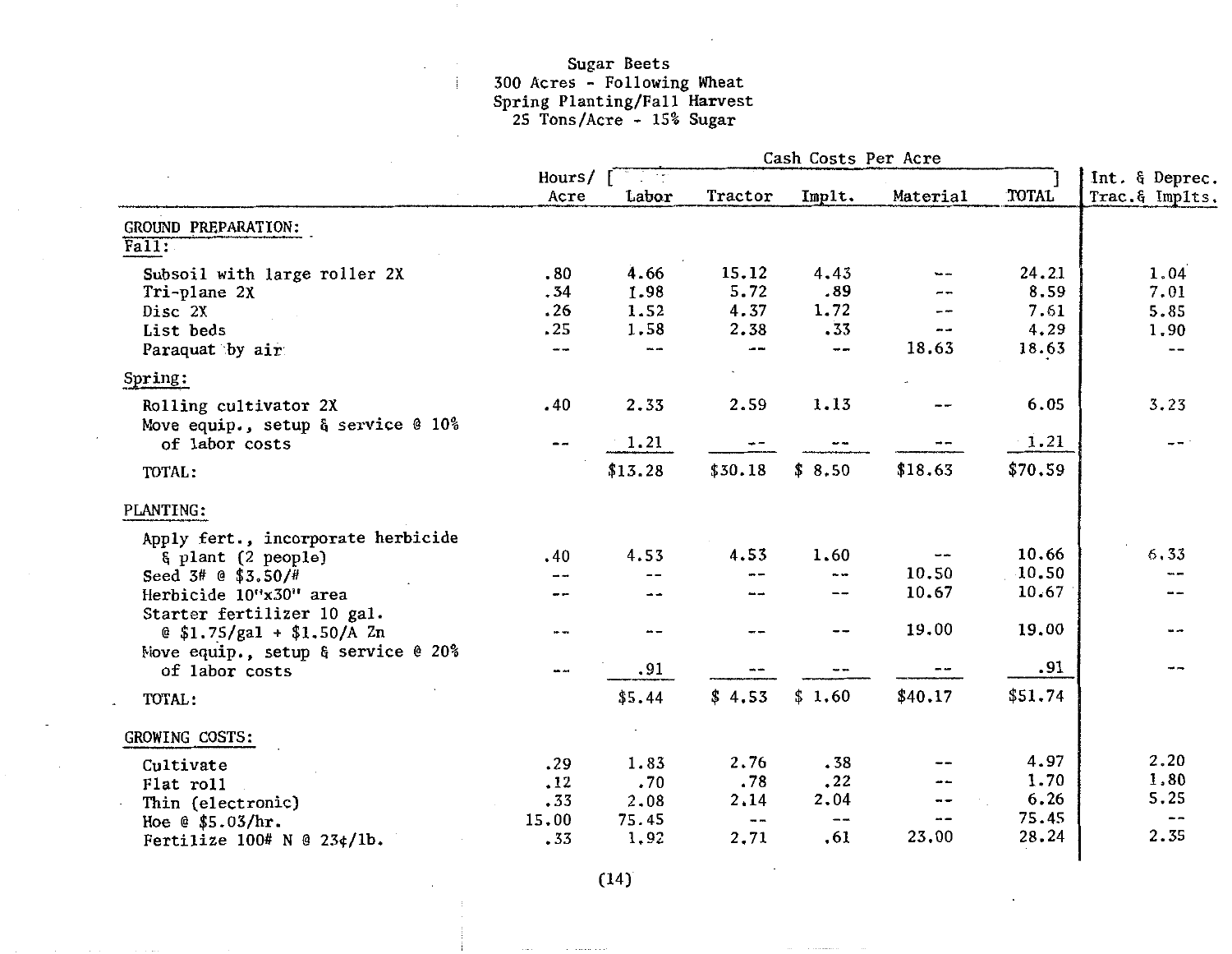Sugar Beets
300 Acres - Following Wheat
Spring Planting/Fall Harvest
25 Tons/Acre - 15% Sugar

| | Hours/ Acre | Cash Costs Per Acre | | | | | Int. & Deprec. Trac.& Implts. |
|---|---|---|---|---|---|---|---|
| | | Labor | Tractor | Implt. | Material | TOTAL | |
| **GROUND PREPARATION:** | | | | | | | |
| Fall: | | | | | | | |
| Subsoil with large roller 2X | .80 | 4.66 | 15.12 | 4.43 | -- | 24.21 | 1.04 |
| Tri-plane 2X | .34 | 1.98 | 5.72 | .89 | -- | 8.59 | 7.01 |
| Disc 2X | .26 | 1.52 | 4.37 | 1.72 | -- | 7.61 | 5.85 |
| List beds | .25 | 1.58 | 2.38 | .33 | -- | 4.29 | 1.90 |
| Paraquat by air | -- | -- | -- | -- | 18.63 | 18.63 | -- |
| Spring: | | | | | | | |
| Rolling cultivator 2X | .40 | 2.33 | 2.59 | 1.13 | -- | 6.05 | 3.23 |
| Move equip., setup & service @ 10% of labor costs | -- | 1.21 | -- | -- | -- | 1.21 | -- |
| TOTAL: | | $13.28 | $30.18 | $ 8.50 | $18.63 | $70.59 | |
| **PLANTING:** | | | | | | | |
| Apply fert., incorporate herbicide & plant (2 people) | .40 | 4.53 | 4.53 | 1.60 | -- | 10.66 | 6.33 |
| Seed 3# @ $3.50/# | -- | -- | -- | -- | 10.50 | 10.50 | -- |
| Herbicide 10"x30" area | -- | -- | -- | -- | 10.67 | 10.67 | -- |
| Starter fertilizer 10 gal. @ $1.75/gal + $1.50/A Zn | -- | -- | -- | -- | 19.00 | 19.00 | -- |
| Move equip., setup & service @ 20% of labor costs | -- | .91 | -- | -- | -- | .91 | -- |
| TOTAL: | | $5.44 | $ 4.53 | $ 1.60 | $40.17 | $51.74 | |
| **GROWING COSTS:** | | | | | | | |
| Cultivate | .29 | 1.83 | 2.76 | .38 | -- | 4.97 | 2.20 |
| Flat roll | .12 | .70 | .78 | .22 | -- | 1.70 | 1.80 |
| Thin (electronic) | .33 | 2.08 | 2.14 | 2.04 | -- | 6.26 | 5.25 |
| Hoe @ $5.03/hr. | 15.00 | 75.45 | -- | -- | -- | 75.45 | -- |
| Fertilize 100# N @ 23¢/lb. | .33 | 1.92 | 2.71 | .61 | 23.00 | 28.24 | 2.35 |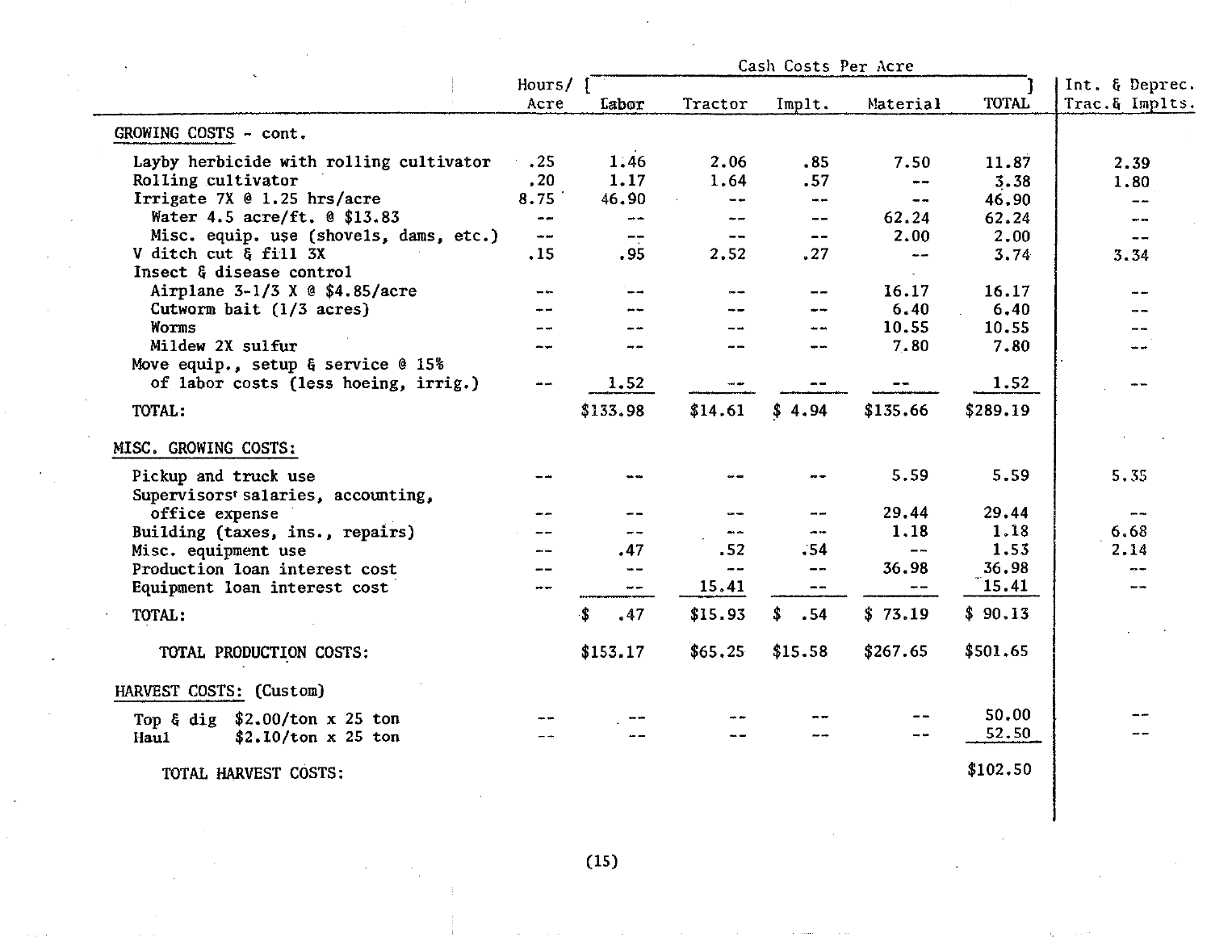| | Hours/ Acre | Cash Costs Per Acre Labor | Tractor | Implt. | Material | TOTAL | Int. & Deprec. Trac.& Implts. |
|---|---|---|---|---|---|---|---|
| **GROWING COSTS - cont.** | | | | | | | |
| Layby herbicide with rolling cultivator | .25 | 1.46 | 2.06 | .85 | 7.50 | 11.87 | 2.39 |
| Rolling cultivator | .20 | 1.17 | 1.64 | .57 | -- | 3.38 | 1.80 |
| Irrigate 7X @ 1.25 hrs/acre | 8.75 | 46.90 | -- | -- | -- | 46.90 | -- |
| Water 4.5 acre/ft. @ $13.83 | -- | -- | -- | -- | 62.24 | 62.24 | -- |
| Misc. equip. use (shovels, dams, etc.) | -- | -- | -- | -- | 2.00 | 2.00 | -- |
| V ditch cut & fill 3X | .15 | .95 | 2.52 | .27 | -- | 3.74 | 3.34 |
| Insect & disease control | | | | | | | |
| Airplane 3-1/3 X @ $4.85/acre | -- | -- | -- | -- | 16.17 | 16.17 | -- |
| Cutworm bait (1/3 acres) | -- | -- | -- | -- | 6.40 | 6.40 | -- |
| Worms | -- | -- | -- | -- | 10.55 | 10.55 | -- |
| Mildew 2X sulfur | -- | -- | -- | -- | 7.80 | 7.80 | -- |
| Move equip., setup & service @ 15% of labor costs (less hoeing, irrig.) | -- | 1.52 | -- | -- | -- | 1.52 | -- |
| TOTAL: | | $133.98 | $14.61 | $ 4.94 | $135.66 | $289.19 | |
| **MISC. GROWING COSTS:** | | | | | | | |
| Pickup and truck use | -- | -- | -- | -- | 5.59 | 5.59 | 5.35 |
| Supervisors' salaries, accounting, office expense | -- | -- | -- | -- | 29.44 | 29.44 | -- |
| Building (taxes, ins., repairs) | -- | -- | -- | -- | 1.18 | 1.18 | 6.68 |
| Misc. equipment use | -- | .47 | .52 | .54 | -- | 1.53 | 2.14 |
| Production loan interest cost | -- | -- | -- | -- | 36.98 | 36.98 | -- |
| Equipment loan interest cost | -- | -- | 15.41 | -- | -- | 15.41 | -- |
| TOTAL: | | $ .47 | $15.93 | $ .54 | $ 73.19 | $ 90.13 | |
| TOTAL PRODUCTION COSTS: | | $153.17 | $65.25 | $15.58 | $267.65 | $501.65 | |
| **HARVEST COSTS:** (Custom) | | | | | | | |
| Top & dig $2.00/ton x 25 ton | -- | -- | -- | -- | -- | 50.00 | -- |
| Haul $2.10/ton x 25 ton | -- | -- | -- | -- | -- | 52.50 | -- |
| TOTAL HARVEST COSTS: | | | | | | $102.50 | |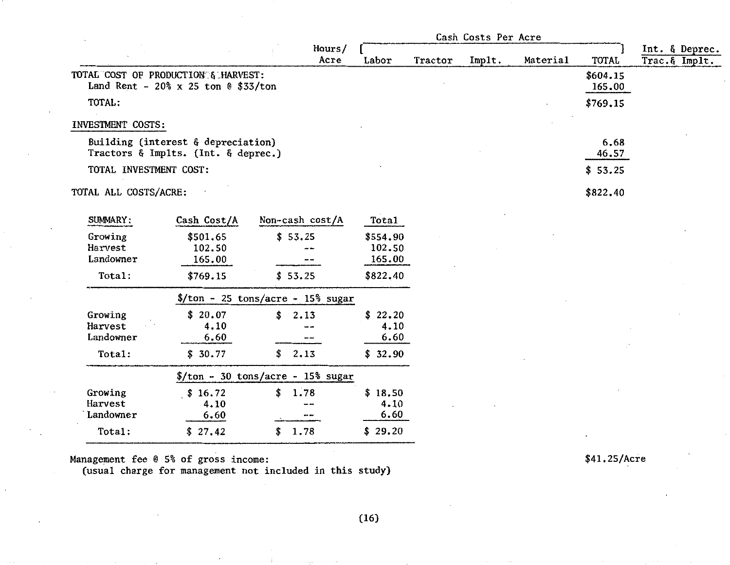| | Hours/ Acre | Cash Costs Per Acre Labor | Tractor | Implt. | Material | TOTAL | Int. & Deprec. Trac.& Implt. |
|---|---|---|---|---|---|---|---|
| TOTAL COST OF PRODUCTION & HARVEST: | | | | | | $604.15 | |
| Land Rent - 20% x 25 ton @ $33/ton | | | | | | 165.00 | |
| TOTAL: | | | | | | $769.15 | |
| INVESTMENT COSTS: | | | | | | | |
| Building (interest & depreciation) | | | | | | 6.68 | |
| Tractors & Implts. (Int. & deprec.) | | | | | | 46.57 | |
| TOTAL INVESTMENT COST: | | | | | | $ 53.25 | |
| TOTAL ALL COSTS/ACRE: | | | | | | $822.40 | |

| SUMMARY: | Cash Cost/A | Non-cash cost/A | Total |
|---|---|---|---|
| Growing | $501.65 | $ 53.25 | $554.90 |
| Harvest | 102.50 | -- | 102.50 |
| Landowner | 165.00 | -- | 165.00 |
| Total: | $769.15 | $ 53.25 | $822.40 |
| | $/ton - 25 tons/acre - 15% sugar | | |
| Growing | $ 20.07 | $ 2.13 | $ 22.20 |
| Harvest | 4.10 | -- | 4.10 |
| Landowner | 6.60 | -- | 6.60 |
| Total: | $ 30.77 | $ 2.13 | $ 32.90 |
| | $/ton - 30 tons/acre - 15% sugar | | |
| Growing | $ 16.72 | $ 1.78 | $ 18.50 |
| Harvest | 4.10 | -- | 4.10 |
| Landowner | 6.60 | -- | 6.60 |
| Total: | $ 27.42 | $ 1.78 | $ 29.20 |

Management fee @ 5% of gross income: $41.25/Acre
(usual charge for management not included in this study)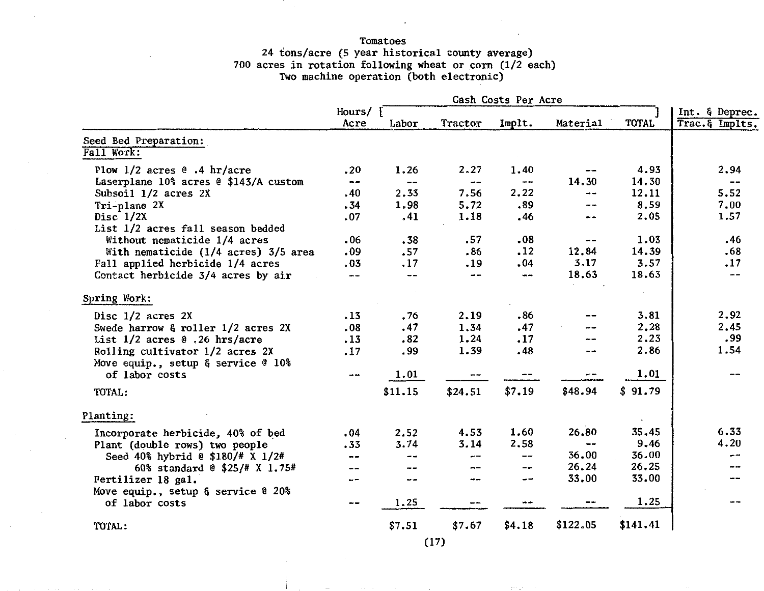Tomatoes
24 tons/acre (5 year historical county average)
700 acres in rotation following wheat or corn (1/2 each)
Two machine operation (both electronic)

| | Hours/ Acre | Cash Costs Per Acre | | | | | Int. & Deprec. |
|---|---|---|---|---|---|---|---|
| | | Labor | Tractor | Implt. | Material | TOTAL | Trac.& Implts. |
| **Seed Bed Preparation:** | | | | | | | |
| **Fall Work:** | | | | | | | |
| Plow 1/2 acres @ .4 hr/acre | .20 | 1.26 | 2.27 | 1.40 | -- | 4.93 | 2.94 |
| Laserplane 10% acres @ $143/A custom | -- | -- | -- | -- | 14.30 | 14.30 | -- |
| Subsoil 1/2 acres 2X | .40 | 2.33 | 7.56 | 2.22 | -- | 12.11 | 5.52 |
| Tri-plane 2X | .34 | 1.98 | 5.72 | .89 | -- | 8.59 | 7.00 |
| Disc 1/2X | .07 | .41 | 1.18 | .46 | -- | 2.05 | 1.57 |
| List 1/2 acres fall season bedded | | | | | | | |
| Without nematicide 1/4 acres | .06 | .38 | .57 | .08 | -- | 1.03 | .46 |
| With nematicide (1/4 acres) 3/5 area | .09 | .57 | .86 | .12 | 12.84 | 14.39 | .68 |
| Fall applied herbicide 1/4 acres | .03 | .17 | .19 | .04 | 3.17 | 3.57 | .17 |
| Contact herbicide 3/4 acres by air | -- | -- | -- | -- | 18.63 | 18.63 | -- |
| **Spring Work:** | | | | | | | |
| Disc 1/2 acres 2X | .13 | .76 | 2.19 | .86 | -- | 3.81 | 2.92 |
| Swede harrow & roller 1/2 acres 2X | .08 | .47 | 1.34 | .47 | -- | 2.28 | 2.45 |
| List 1/2 acres @ .26 hrs/acre | .13 | .82 | 1.24 | .17 | -- | 2.23 | .99 |
| Rolling cultivator 1/2 acres 2X | .17 | .99 | 1.39 | .48 | -- | 2.86 | 1.54 |
| Move equip., setup & service @ 10% of labor costs | -- | 1.01 | -- | -- | -- | 1.01 | -- |
| TOTAL: | | $11.15 | $24.51 | $7.19 | $48.94 | $ 91.79 | |
| **Planting:** | | | | | | | |
| Incorporate herbicide, 40% of bed | .04 | 2.52 | 4.53 | 1.60 | 26.80 | 35.45 | 6.33 |
| Plant (double rows) two people | .33 | 3.74 | 3.14 | 2.58 | -- | 9.46 | 4.20 |
| Seed 40% hybrid @ $180/# X 1/2# | -- | -- | -- | -- | 36.00 | 36.00 | -- |
| 60% standard @ $25/# X 1.75# | -- | -- | -- | -- | 26.24 | 26.25 | -- |
| Fertilizer 18 gal. | -- | -- | -- | -- | 33.00 | 33.00 | -- |
| Move equip., setup & service @ 20% of labor costs | -- | 1.25 | -- | -- | -- | 1.25 | -- |
| TOTAL: | | $7.51 | $7.67 | $4.18 | $122.05 | $141.41 | |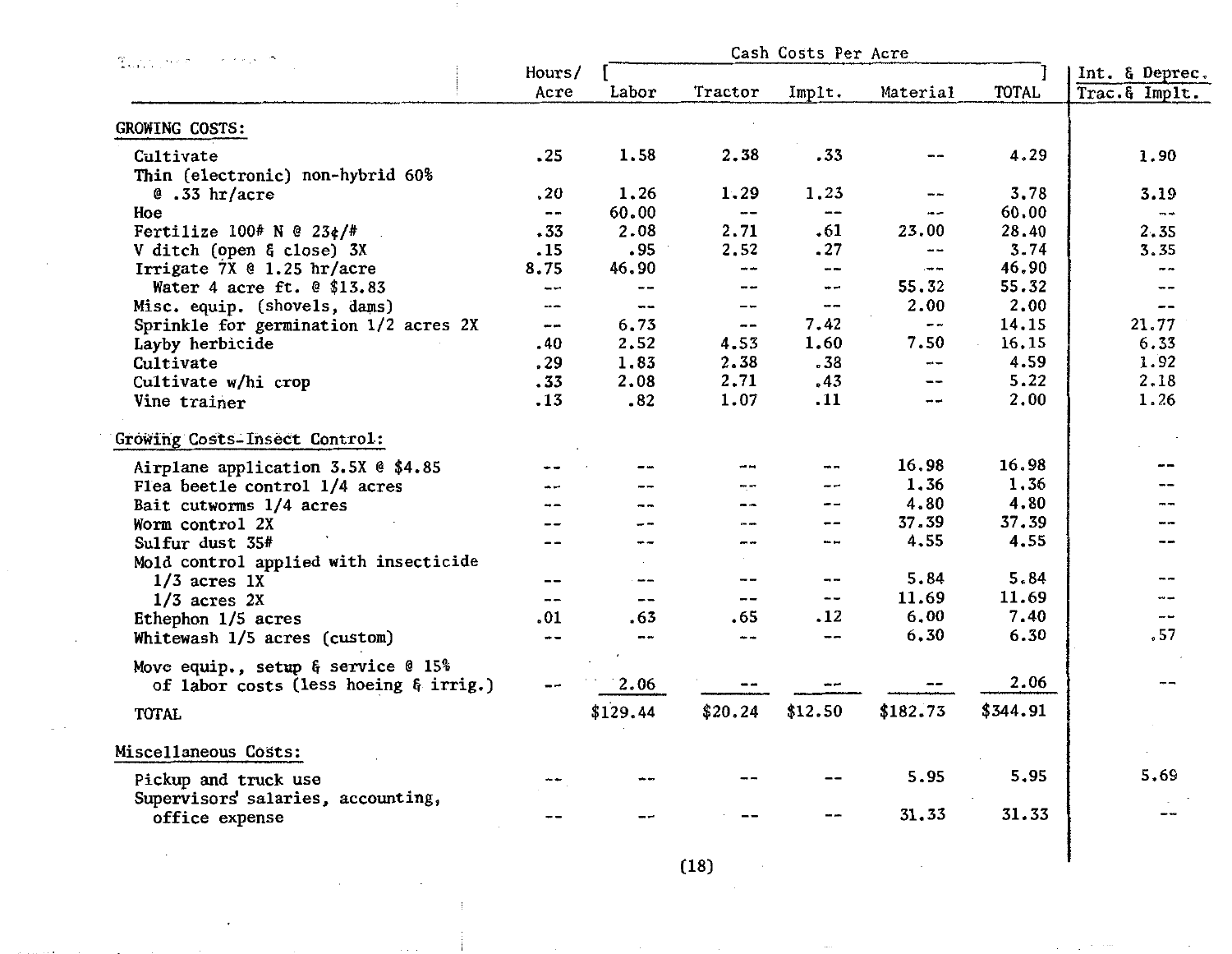| | Hours/ Acre | Cash Costs Per Acre Labor | Tractor | Implt. | Material | TOTAL | Int. & Deprec. Trac.& Implt. |
|---|---|---|---|---|---|---|---|
| **GROWING COSTS:** | | | | | | | |
| Cultivate | .25 | 1.58 | 2.38 | .33 | -- | 4.29 | 1.90 |
| Thin (electronic) non-hybrid 60% @ .33 hr/acre | .20 | 1.26 | 1.29 | 1.23 | -- | 3.78 | 3.19 |
| Hoe | -- | 60.00 | -- | -- | -- | 60.00 | -- |
| Fertilize 100# N @ 23¢/# | .33 | 2.08 | 2.71 | .61 | 23.00 | 28.40 | 2.35 |
| V ditch (open & close) 3X | .15 | .95 | 2.52 | .27 | -- | 3.74 | 3.35 |
| Irrigate 7X @ 1.25 hr/acre | 8.75 | 46.90 | -- | -- | -- | 46.90 | -- |
| Water 4 acre ft. @ $13.83 | -- | -- | -- | -- | 55.32 | 55.32 | -- |
| Misc. equip. (shovels, dams) | -- | -- | -- | -- | 2.00 | 2.00 | -- |
| Sprinkle for germination 1/2 acres 2X | -- | 6.73 | -- | 7.42 | -- | 14.15 | 21.77 |
| Layby herbicide | .40 | 2.52 | 4.53 | 1.60 | 7.50 | 16.15 | 6.33 |
| Cultivate | .29 | 1.83 | 2.38 | .38 | -- | 4.59 | 1.92 |
| Cultivate w/hi crop | .33 | 2.08 | 2.71 | .43 | -- | 5.22 | 2.18 |
| Vine trainer | .13 | .82 | 1.07 | .11 | -- | 2.00 | 1.26 |
| **Growing Costs-Insect Control:** | | | | | | | |
| Airplane application 3.5X @ $4.85 | -- | -- | -- | -- | 16.98 | 16.98 | -- |
| Flea beetle control 1/4 acres | -- | -- | -- | -- | 1.36 | 1.36 | -- |
| Bait cutworms 1/4 acres | -- | -- | -- | -- | 4.80 | 4.80 | -- |
| Worm control 2X | -- | -- | -- | -- | 37.39 | 37.39 | -- |
| Sulfur dust 35# | -- | -- | -- | -- | 4.55 | 4.55 | -- |
| Mold control applied with insecticide 1/3 acres 1X | -- | -- | -- | -- | 5.84 | 5.84 | -- |
| 1/3 acres 2X | -- | -- | -- | -- | 11.69 | 11.69 | -- |
| Ethephon 1/5 acres | .01 | .63 | .65 | .12 | 6.00 | 7.40 | -- |
| Whitewash 1/5 acres (custom) | -- | -- | -- | -- | 6.30 | 6.30 | .57 |
| Move equip., setup & service @ 15% of labor costs (less hoeing & irrig.) | -- | 2.06 | -- | -- | -- | 2.06 | -- |
| TOTAL | | $129.44 | $20.24 | $12.50 | $182.73 | $344.91 | |
| **Miscellaneous Costs:** | | | | | | | |
| Pickup and truck use | -- | -- | -- | -- | 5.95 | 5.95 | 5.69 |
| Supervisors' salaries, accounting, office expense | -- | -- | -- | -- | 31.33 | 31.33 | -- |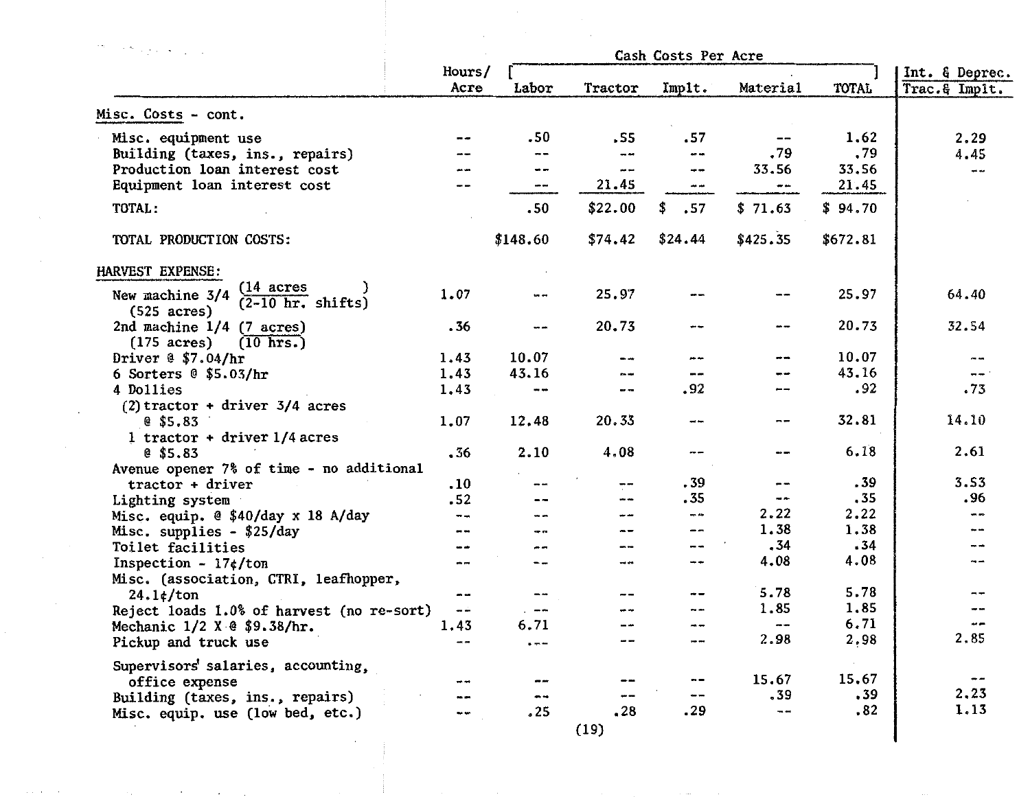| | Hours/ Acre | Cash Costs Per Acre Labor | Tractor | Implt. | Material | TOTAL | Int. & Deprec. Trac.& Implt. |
|---|---|---|---|---|---|---|---|
| **Misc. Costs - cont.** | | | | | | | |
| Misc. equipment use | -- | .50 | .55 | .57 | -- | 1.62 | 2.29 |
| Building (taxes, ins., repairs) | -- | -- | -- | -- | .79 | .79 | 4.45 |
| Production loan interest cost | -- | -- | -- | -- | 33.56 | 33.56 | -- |
| Equipment loan interest cost | -- | -- | 21.45 | -- | -- | 21.45 | |
| TOTAL: | | .50 | $22.00 | $ .57 | $ 71.63 | $ 94.70 | |
| TOTAL PRODUCTION COSTS: | | $148.60 | $74.42 | $24.44 | $425.35 | $672.81 | |
| **HARVEST EXPENSE:** | | | | | | | |
| New machine 3/4 (14 acres / 2-10 hr. shifts) (525 acres) | 1.07 | -- | 25.97 | -- | -- | 25.97 | 64.40 |
| 2nd machine 1/4 (7 acres / 10 hrs.) (175 acres) | .36 | -- | 20.73 | -- | -- | 20.73 | 32.54 |
| Driver @ $7.04/hr | 1.43 | 10.07 | -- | -- | -- | 10.07 | -- |
| 6 Sorters @ $5.03/hr | 1.43 | 43.16 | -- | -- | -- | 43.16 | -- |
| 4 Dollies | 1.43 | -- | -- | .92 | -- | .92 | .73 |
| (2) tractor + driver 3/4 acres @ $5.83 | 1.07 | 12.48 | 20.33 | -- | -- | 32.81 | 14.10 |
| 1 tractor + driver 1/4 acres @ $5.83 | .36 | 2.10 | 4.08 | -- | -- | 6.18 | 2.61 |
| Avenue opener 7% of time - no additional tractor + driver | .10 | -- | -- | .39 | -- | .39 | 3.53 |
| Lighting system | .52 | -- | -- | .35 | -- | .35 | .96 |
| Misc. equip. @ $40/day x 18 A/day | -- | -- | -- | -- | 2.22 | 2.22 | -- |
| Misc. supplies - $25/day | -- | -- | -- | -- | 1.38 | 1.38 | -- |
| Toilet facilities | -- | -- | -- | -- | .34 | .34 | -- |
| Inspection - 17¢/ton | -- | -- | -- | -- | 4.08 | 4.08 | -- |
| Misc. (association, CTRI, leafhopper, 24.1¢/ton | -- | -- | -- | -- | 5.78 | 5.78 | -- |
| Reject loads 1.0% of harvest (no re-sort) | -- | -- | -- | -- | 1.85 | 1.85 | -- |
| Mechanic 1/2 X @ $9.38/hr. | 1.43 | 6.71 | -- | -- | -- | 6.71 | -- |
| Pickup and truck use | -- | -- | -- | -- | 2.98 | 2.98 | 2.85 |
| Supervisors' salaries, accounting, office expense | -- | -- | -- | -- | 15.67 | 15.67 | -- |
| Building (taxes, ins., repairs) | -- | -- | -- | -- | .39 | .39 | 2.23 |
| Misc. equip. use (low bed, etc.) | -- | .25 | .28 | .29 | -- | .82 | 1.13 |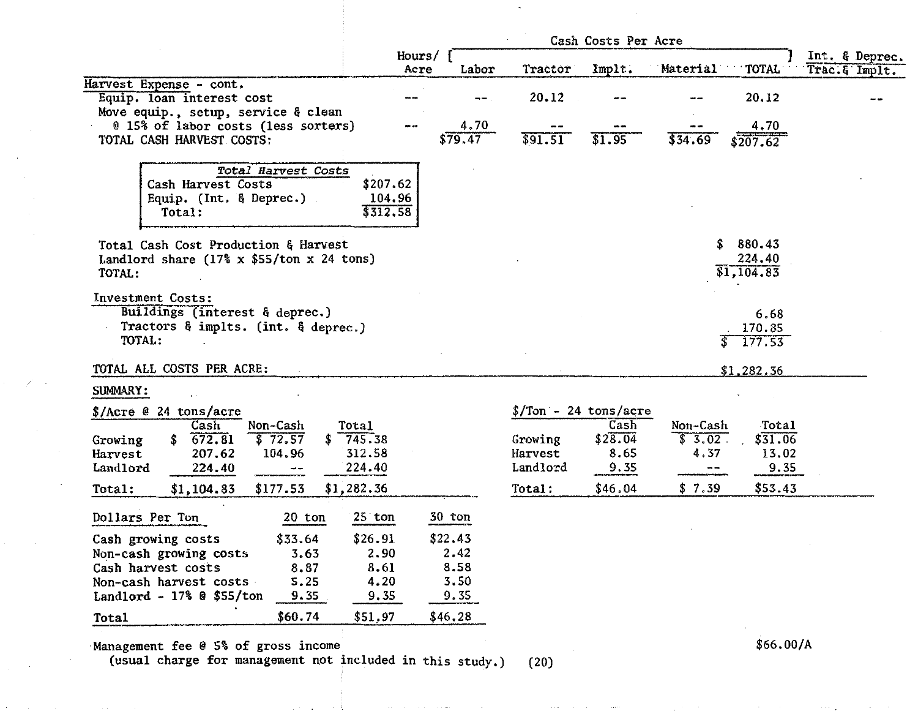| | Hours/ Acre | Cash Costs Per Acre Labor | Tractor | Implt. | Material | TOTAL | Int. & Deprec. Trac.& Implt. |
|---|---|---|---|---|---|---|---|
| **Harvest Expense** - cont. | | | | | | | |
| Equip. loan interest cost | -- | -- | 20.12 | -- | -- | 20.12 | -- |
| Move equip., setup, service & clean @ 15% of labor costs (less sorters) | -- | 4.70 | -- | -- | -- | 4.70 | |
| TOTAL CASH HARVEST COSTS: | | $79.47 | $91.51 | $1.95 | $34.69 | $207.62 | |

| *Total Harvest Costs* | |
|---|---|
| Cash Harvest Costs | $207.62 |
| Equip. (Int. & Deprec.) | 104.96 |
| Total: | $312.58 |

| | |
|---|---|
| Total Cash Cost Production & Harvest | $ 880.43 |
| Landlord share (17% x $55/ton x 24 tons) | 224.40 |
| TOTAL: | $1,104.83 |
| **Investment Costs:** | |
| Buildings (interest & deprec.) | 6.68 |
| Tractors & implts. (int. & deprec.) | 170.85 |
| TOTAL: | $ 177.53 |
| TOTAL ALL COSTS PER ACRE: | $1,282.36 |

**SUMMARY:**

**$/Acre @ 24 tons/acre**

| | Cash | Non-Cash | Total |
|---|---|---|---|
| Growing | $ 672.81 | $ 72.57 | $ 745.38 |
| Harvest | 207.62 | 104.96 | 312.58 |
| Landlord | 224.40 | -- | 224.40 |
| Total: | $1,104.83 | $177.53 | $1,282.36 |

**$/Ton - 24 tons/acre**

| | Cash | Non-Cash | Total |
|---|---|---|---|
| Growing | $28.04 | $ 3.02 | $31.06 |
| Harvest | 8.65 | 4.37 | 13.02 |
| Landlord | 9.35 | -- | 9.35 |
| Total: | $46.04 | $ 7.39 | $53.43 |

| Dollars Per Ton | 20 ton | 25 ton | 30 ton |
|---|---|---|---|
| Cash growing costs | $33.64 | $26.91 | $22.43 |
| Non-cash growing costs | 3.63 | 2.90 | 2.42 |
| Cash harvest costs | 8.87 | 8.61 | 8.58 |
| Non-cash harvest costs | 5.25 | 4.20 | 3.50 |
| Landlord - 17% @ $55/ton | 9.35 | 9.35 | 9.35 |
| Total | $60.74 | $51.97 | $46.28 |

Management fee @ 5% of gross income (usual charge for management not included in this study.) $66.00/A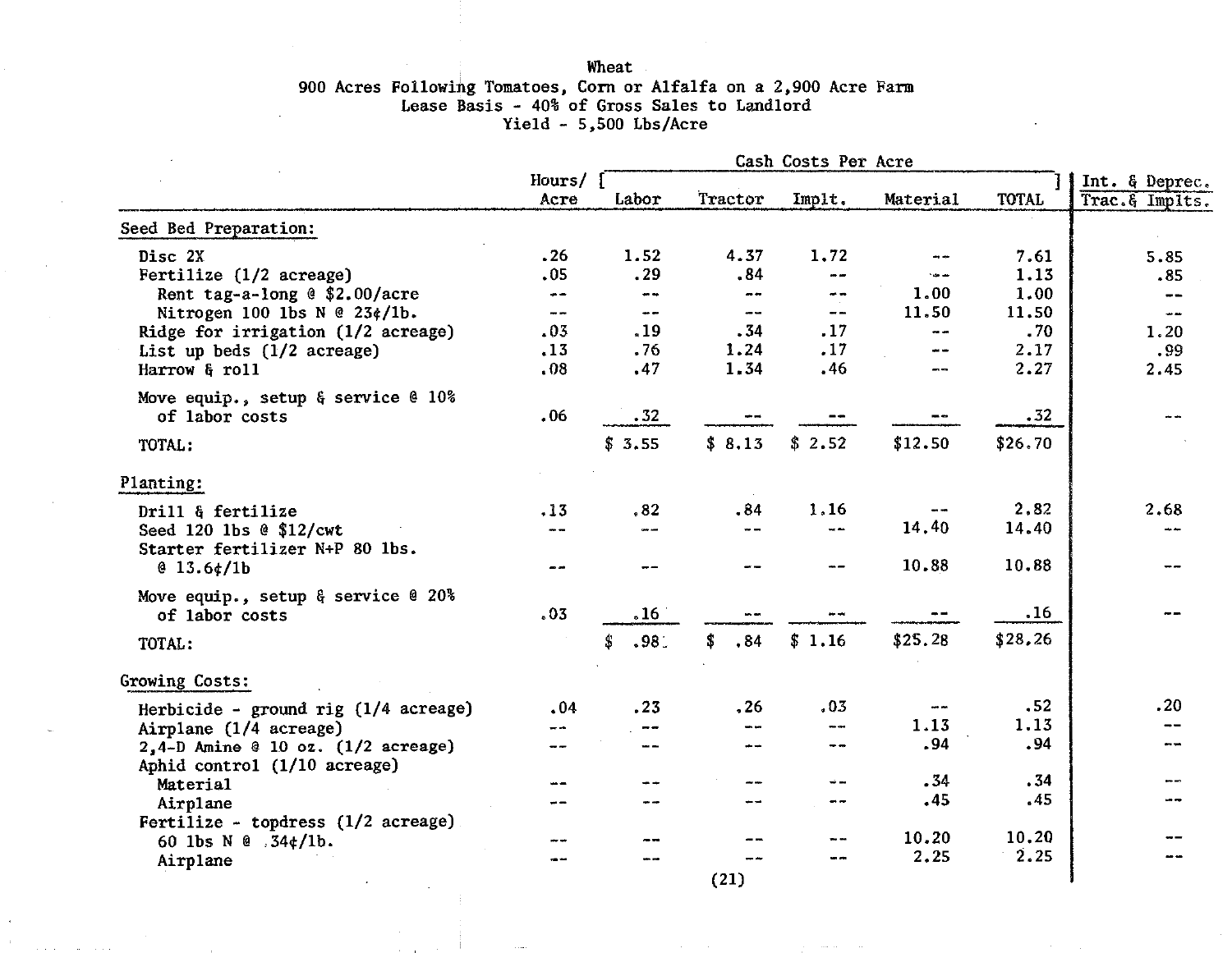Wheat

900 Acres Following Tomatoes, Corn or Alfalfa on a 2,900 Acre Farm

Lease Basis - 40% of Gross Sales to Landlord

Yield - 5,500 Lbs/Acre

| | Hours/ Acre | Cash Costs Per Acre | | | | | Int. & Deprec. |
|---|---|---|---|---|---|---|---|
| | | Labor | Tractor | Implt. | Material | TOTAL | Trac.& Implts. |
| **Seed Bed Preparation:** | | | | | | | |
| Disc 2X | .26 | 1.52 | 4.37 | 1.72 | -- | 7.61 | 5.85 |
| Fertilize (1/2 acreage) | .05 | .29 | .84 | -- | -- | 1.13 | .85 |
| Rent tag-a-long @ $2.00/acre | -- | -- | -- | -- | 1.00 | 1.00 | -- |
| Nitrogen 100 lbs N @ 23¢/lb. | -- | -- | -- | -- | 11.50 | 11.50 | -- |
| Ridge for irrigation (1/2 acreage) | .03 | .19 | .34 | .17 | -- | .70 | 1.20 |
| List up beds (1/2 acreage) | .13 | .76 | 1.24 | .17 | -- | 2.17 | .99 |
| Harrow & roll | .08 | .47 | 1.34 | .46 | -- | 2.27 | 2.45 |
| Move equip., setup & service @ 10% of labor costs | .06 | .32 | -- | -- | -- | .32 | -- |
| TOTAL: | | $ 3.55 | $ 8.13 | $ 2.52 | $12.50 | $26.70 | |
| **Planting:** | | | | | | | |
| Drill & fertilize | .13 | .82 | .84 | 1.16 | -- | 2.82 | 2.68 |
| Seed 120 lbs @ $12/cwt | -- | -- | -- | -- | 14.40 | 14.40 | -- |
| Starter fertilizer N+P 80 lbs. @ 13.6¢/lb | -- | -- | -- | -- | 10.88 | 10.88 | -- |
| Move equip., setup & service @ 20% of labor costs | .03 | .16 | -- | -- | -- | .16 | -- |
| TOTAL: | | $ .98 | $ .84 | $ 1.16 | $25.28 | $28.26 | |
| **Growing Costs:** | | | | | | | |
| Herbicide - ground rig (1/4 acreage) | .04 | .23 | .26 | .03 | -- | .52 | .20 |
| Airplane (1/4 acreage) | -- | -- | -- | -- | 1.13 | 1.13 | -- |
| 2,4-D Amine @ 10 oz. (1/2 acreage) | -- | -- | -- | -- | .94 | .94 | -- |
| Aphid control (1/10 acreage) | | | | | | | |
| Material | -- | -- | -- | -- | .34 | .34 | -- |
| Airplane | -- | -- | -- | -- | .45 | .45 | -- |
| Fertilize - topdress (1/2 acreage) | | | | | | | |
| 60 lbs N @ .34¢/lb. | -- | -- | -- | -- | 10.20 | 10.20 | -- |
| Airplane | -- | -- | -- | -- | 2.25 | 2.25 | -- |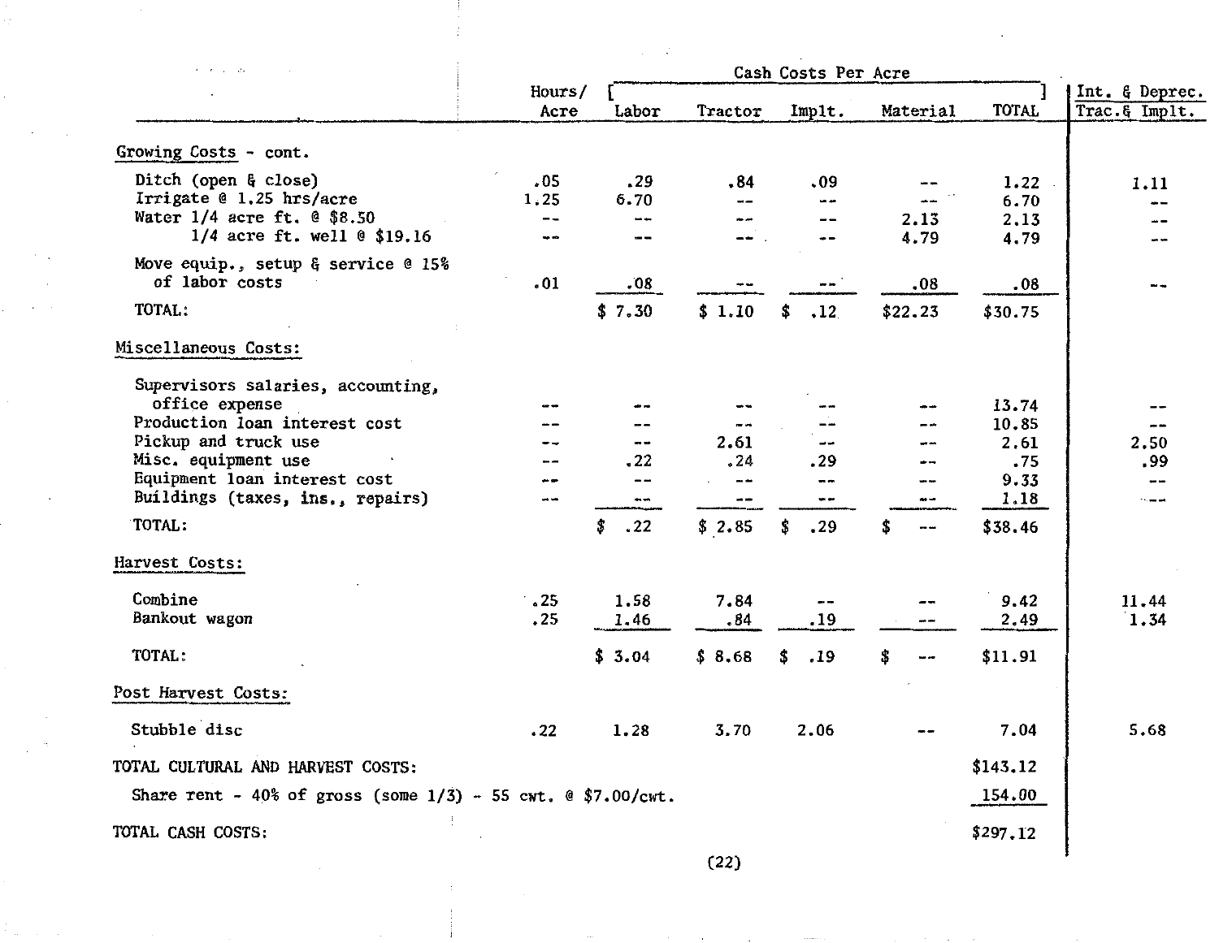| | Hours/ Acre | Cash Costs Per Acre | | | | | Int. & Deprec. |
|---|---|---|---|---|---|---|---|
| | | Labor | Tractor | Implt. | Material | TOTAL | Trac.& Implt. |
| **Growing Costs - cont.** | | | | | | | |
| Ditch (open & close) | .05 | .29 | .84 | .09 | -- | 1.22 | 1.11 |
| Irrigate @ 1.25 hrs/acre | 1.25 | 6.70 | -- | -- | -- | 6.70 | -- |
| Water 1/4 acre ft. @ $8.50 | -- | -- | -- | -- | 2.13 | 2.13 | -- |
| 1/4 acre ft. well @ $19.16 | -- | -- | -- | -- | 4.79 | 4.79 | -- |
| Move equip., setup & service @ 15% of labor costs | .01 | .08 | -- | -- | .08 | .08 | -- |
| TOTAL: | | $ 7.30 | $ 1.10 | $ .12 | $22.23 | $30.75 | |
| **Miscellaneous Costs:** | | | | | | | |
| Supervisors salaries, accounting, office expense | -- | -- | -- | -- | -- | 13.74 | -- |
| Production loan interest cost | -- | -- | -- | -- | -- | 10.85 | -- |
| Pickup and truck use | -- | -- | 2.61 | -- | -- | 2.61 | 2.50 |
| Misc. equipment use | -- | .22 | .24 | .29 | -- | .75 | .99 |
| Equipment loan interest cost | -- | -- | -- | -- | -- | 9.33 | -- |
| Buildings (taxes, ins., repairs) | -- | -- | -- | -- | -- | 1.18 | -- |
| TOTAL: | | $ .22 | $ 2.85 | $ .29 | $ -- | $38.46 | |
| **Harvest Costs:** | | | | | | | |
| Combine | .25 | 1.58 | 7.84 | -- | -- | 9.42 | 11.44 |
| Bankout wagon | .25 | 1.46 | .84 | .19 | -- | 2.49 | 1.34 |
| TOTAL: | | $ 3.04 | $ 8.68 | $ .19 | $ -- | $11.91 | |
| **Post Harvest Costs:** | | | | | | | |
| Stubble disc | .22 | 1.28 | 3.70 | 2.06 | -- | 7.04 | 5.68 |
| TOTAL CULTURAL AND HARVEST COSTS: | | | | | | $143.12 | |
| Share rent - 40% of gross (some 1/3) - 55 cwt. @ $7.00/cwt. | | | | | | 154.00 | |
| TOTAL CASH COSTS: | | | | | | $297.12 | |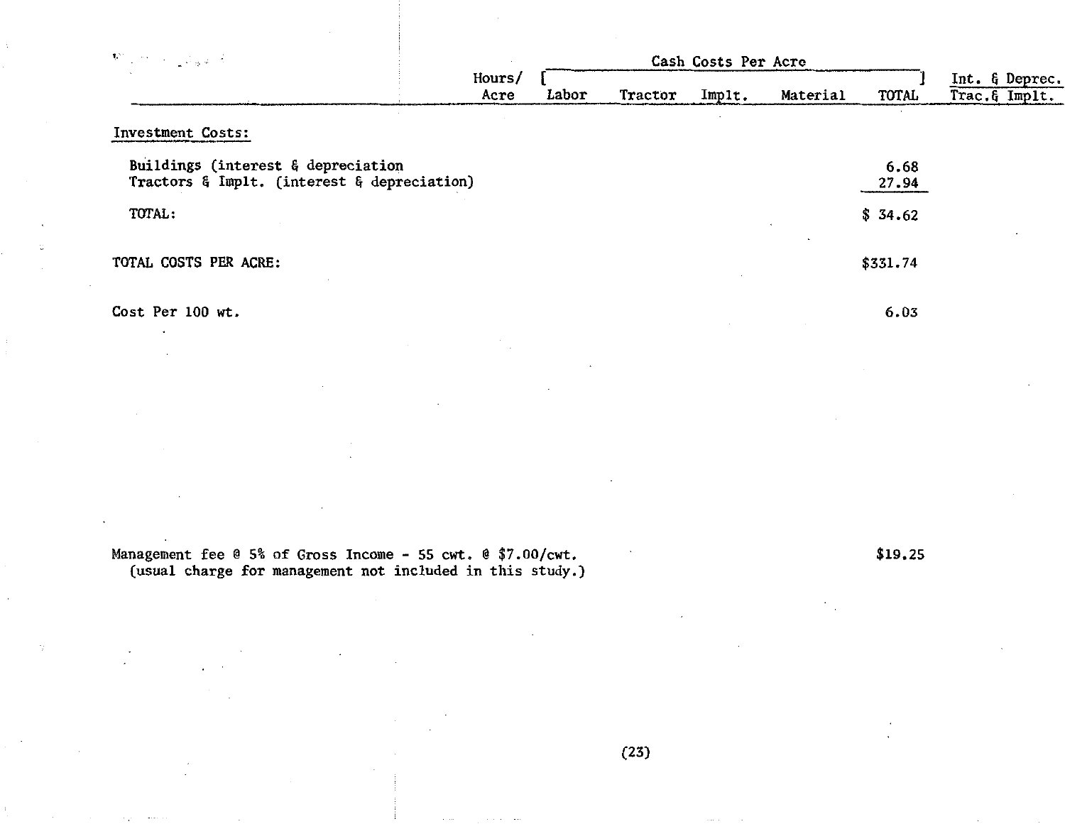| | Hours/ Acre | Cash Costs Per Acre Labor | Tractor | Implt. | Material | TOTAL | Int. & Deprec. Trac.& Implt. |
|---|---|---|---|---|---|---|---|
| **Investment Costs:** | | | | | | | |
| Buildings (interest & depreciation | | | | | | 6.68 | |
| Tractors & Implt. (interest & depreciation) | | | | | | 27.94 | |
| TOTAL: | | | | | | $ 34.62 | |
| TOTAL COSTS PER ACRE: | | | | | | $331.74 | |
| Cost Per 100 wt. | | | | | | 6.03 | |

Management fee @ 5% of Gross Income - 55 cwt. @ $7.00/cwt. $19.25
(usual charge for management not included in this study.)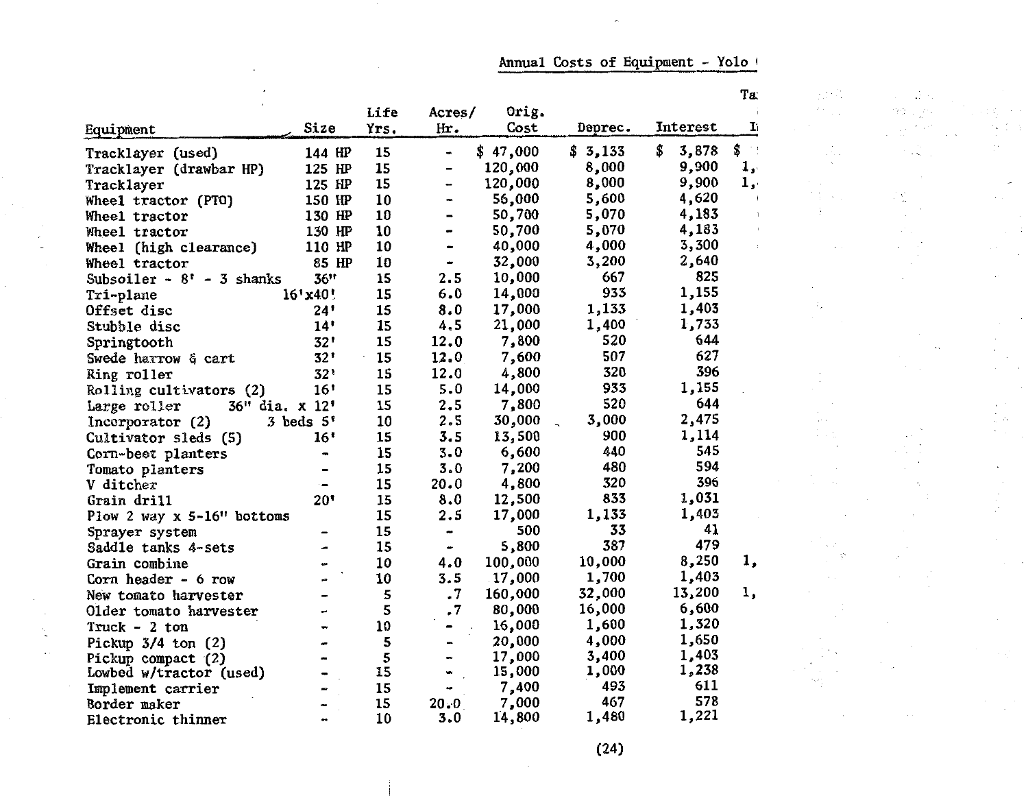Annual Costs of Equipment - Yolo (

| Equipment | Size | Life Yrs. | Acres/ Hr. | Orig. Cost | Deprec. | Interest | Ta I |
|---|---|---|---|---|---|---|---|
| Tracklayer (used) | 144 HP | 15 | - | $ 47,000 | $ 3,133 | $ 3,878 | $ |
| Tracklayer (drawbar HP) | 125 HP | 15 | - | 120,000 | 8,000 | 9,900 | 1, |
| Tracklayer | 125 HP | 15 | - | 120,000 | 8,000 | 9,900 | 1, |
| Wheel tractor (PTO) | 150 HP | 10 | - | 56,000 | 5,600 | 4,620 | |
| Wheel tractor | 130 HP | 10 | - | 50,700 | 5,070 | 4,183 | |
| Wheel tractor | 130 HP | 10 | - | 50,700 | 5,070 | 4,183 | |
| Wheel (high clearance) | 110 HP | 10 | - | 40,000 | 4,000 | 3,300 | |
| Wheel tractor | 85 HP | 10 | - | 32,000 | 3,200 | 2,640 | |
| Subsoiler - 8' - 3 shanks | 36" | 15 | 2.5 | 10,000 | 667 | 825 | |
| Tri-plane | 16'x40' | 15 | 6.0 | 14,000 | 933 | 1,155 | |
| Offset disc | 24' | 15 | 8.0 | 17,000 | 1,133 | 1,403 | |
| Stubble disc | 14' | 15 | 4.5 | 21,000 | 1,400 | 1,733 | |
| Springtooth | 32' | 15 | 12.0 | 7,800 | 520 | 644 | |
| Swede harrow & cart | 32' | 15 | 12.0 | 7,600 | 507 | 627 | |
| Ring roller | 32' | 15 | 12.0 | 4,800 | 320 | 396 | |
| Rolling cultivators (2) | 16' | 15 | 5.0 | 14,000 | 933 | 1,155 | |
| Large roller | 36" dia. x 12' | 15 | 2.5 | 7,800 | 520 | 644 | |
| Incorporator (2) | 3 beds 5' | 10 | 2.5 | 30,000 | 3,000 | 2,475 | |
| Cultivator sleds (5) | 16' | 15 | 3.5 | 13,500 | 900 | 1,114 | |
| Corn-beet planters | - | 15 | 3.0 | 6,600 | 440 | 545 | |
| Tomato planters | - | 15 | 3.0 | 7,200 | 480 | 594 | |
| V ditcher | - | 15 | 20.0 | 4,800 | 320 | 396 | |
| Grain drill | 20' | 15 | 8.0 | 12,500 | 833 | 1,031 | |
| Plow 2 way x 5-16" bottoms | | 15 | 2.5 | 17,000 | 1,133 | 1,403 | |
| Sprayer system | - | 15 | - | 500 | 33 | 41 | |
| Saddle tanks 4-sets | - | 15 | - | 5,800 | 387 | 479 | |
| Grain combine | - | 10 | 4.0 | 100,000 | 10,000 | 8,250 | 1, |
| Corn header - 6 row | - | 10 | 3.5 | 17,000 | 1,700 | 1,403 | |
| New tomato harvester | - | 5 | .7 | 160,000 | 32,000 | 13,200 | 1, |
| Older tomato harvester | - | 5 | .7 | 80,000 | 16,000 | 6,600 | |
| Truck - 2 ton | - | 10 | - | 16,000 | 1,600 | 1,320 | |
| Pickup 3/4 ton (2) | - | 5 | - | 20,000 | 4,000 | 1,650 | |
| Pickup compact (2) | - | 5 | - | 17,000 | 3,400 | 1,403 | |
| Lowbed w/tractor (used) | - | 15 | - | 15,000 | 1,000 | 1,238 | |
| Implement carrier | - | 15 | - | 7,400 | 493 | 611 | |
| Border maker | - | 15 | 20.0 | 7,000 | 467 | 578 | |
| Electronic thinner | - | 10 | 3.0 | 14,800 | 1,480 | 1,221 | |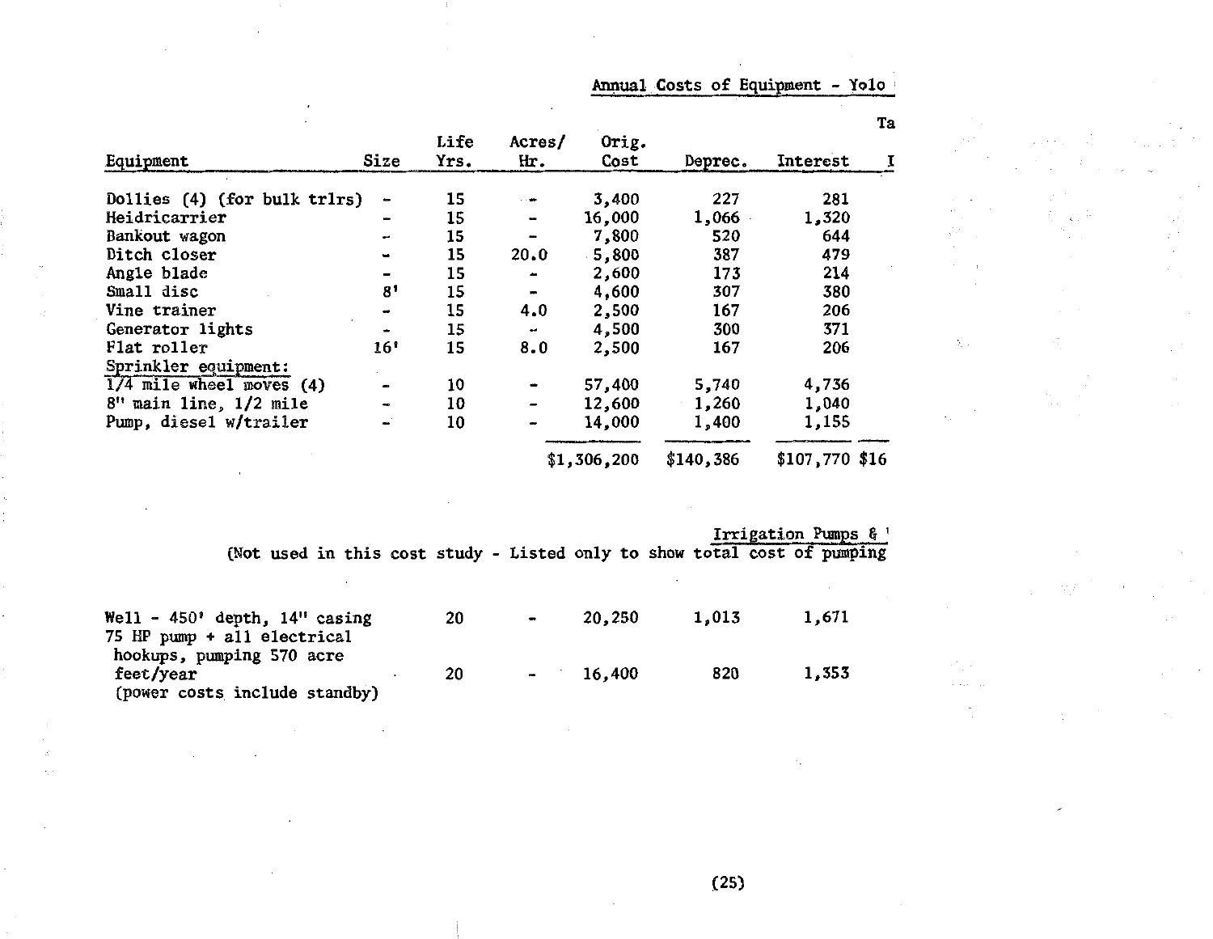## Annual Costs of Equipment - Yolo

| Equipment | Size | Life Yrs. | Acres/ Hr. | Orig. Cost | Deprec. | Interest | Ta I |
|---|---|---|---|---|---|---|---|
| Dollies (4) (for bulk trlrs) | - | 15 | - | 3,400 | 227 | 281 | |
| Heidricarrier | - | 15 | - | 16,000 | 1,066 | 1,320 | |
| Bankout wagon | - | 15 | - | 7,800 | 520 | 644 | |
| Ditch closer | - | 15 | 20.0 | 5,800 | 387 | 479 | |
| Angle blade | - | 15 | - | 2,600 | 173 | 214 | |
| Small disc | 8' | 15 | - | 4,600 | 307 | 380 | |
| Vine trainer | - | 15 | 4.0 | 2,500 | 167 | 206 | |
| Generator lights | - | 15 | - | 4,500 | 300 | 371 | |
| Flat roller | 16' | 15 | 8.0 | 2,500 | 167 | 206 | |
| Sprinkler equipment: | | | | | | | |
| 1/4 mile wheel moves (4) | - | 10 | - | 57,400 | 5,740 | 4,736 | |
| 8" main line, 1/2 mile | - | 10 | - | 12,600 | 1,260 | 1,040 | |
| Pump, diesel w/trailer | - | 10 | - | 14,000 | 1,400 | 1,155 | |
| | | | | $1,306,200 | $140,386 | $107,770 | $16 |

## Irrigation Pumps &

(Not used in this cost study - Listed only to show total cost of pumping

| Equipment | Life Yrs. | Acres/ Hr. | Orig. Cost | Deprec. | Interest |
|---|---|---|---|---|---|
| Well - 450' depth, 14" casing | 20 | - | 20,250 | 1,013 | 1,671 |
| 75 HP pump + all electrical hookups, pumping 570 acre feet/year (power costs include standby) | 20 | - | 16,400 | 820 | 1,353 |